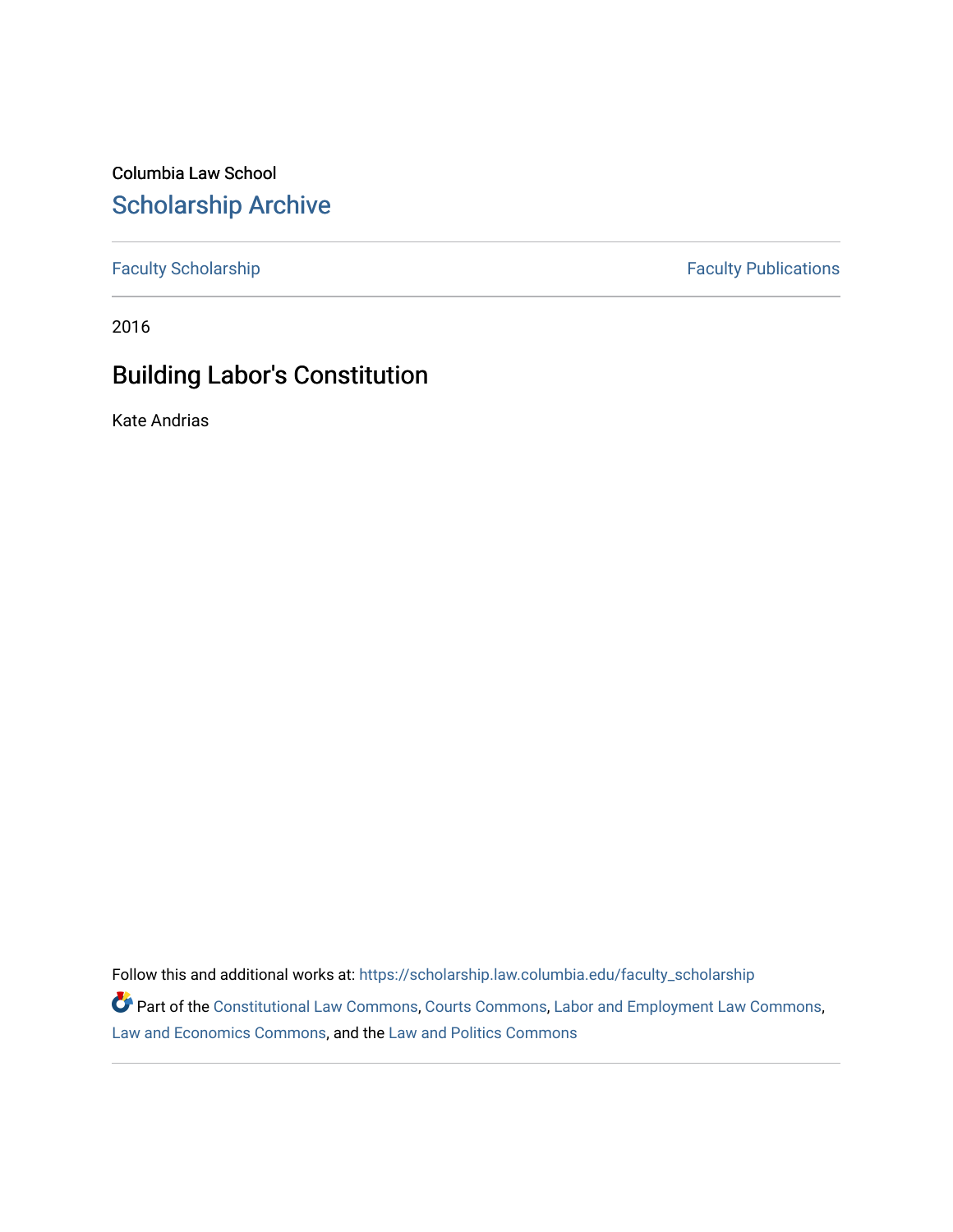Columbia Law School

## Scholarship Archive

Faculty Scholarship | Faculty Publications

2016

# Building Labor's Constitution

Kate Andrias

Follow this and additional works at: https://scholarship.law.columbia.edu/faculty_scholarship

Part of the Constitutional Law Commons, Courts Commons, Labor and Employment Law Commons, Law and Economics Commons, and the Law and Politics Commons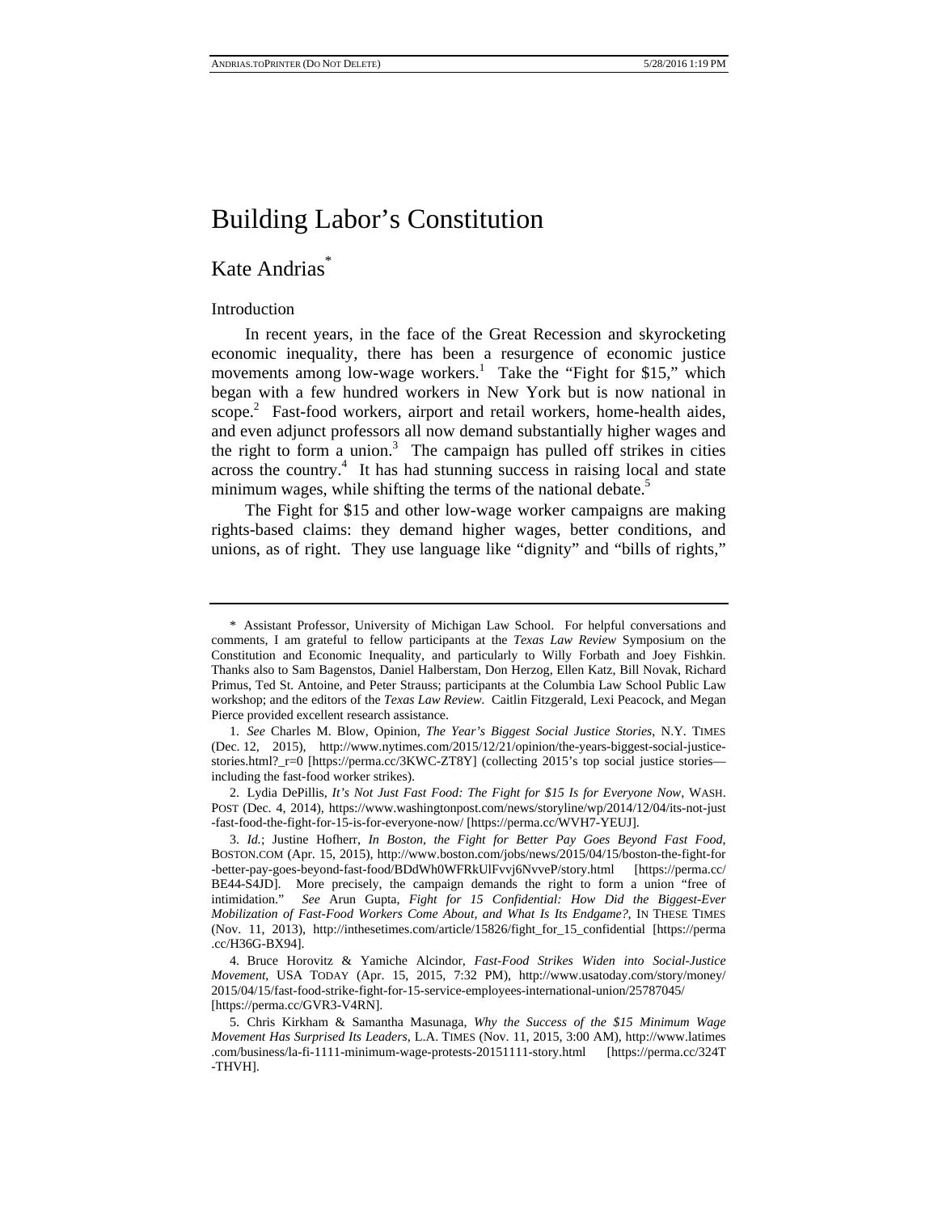# Building Labor's Constitution

## Kate Andrias*

### Introduction

In recent years, in the face of the Great Recession and skyrocketing economic inequality, there has been a resurgence of economic justice movements among low-wage workers.[1] Take the "Fight for $15," which began with a few hundred workers in New York but is now national in scope.[2] Fast-food workers, airport and retail workers, home-health aides, and even adjunct professors all now demand substantially higher wages and the right to form a union.[3] The campaign has pulled off strikes in cities across the country.[4] It has had stunning success in raising local and state minimum wages, while shifting the terms of the national debate.[5]

The Fight for $15 and other low-wage worker campaigns are making rights-based claims: they demand higher wages, better conditions, and unions, as of right. They use language like "dignity" and "bills of rights,"

---

\* Assistant Professor, University of Michigan Law School. For helpful conversations and comments, I am grateful to fellow participants at the *Texas Law Review* Symposium on the Constitution and Economic Inequality, and particularly to Willy Forbath and Joey Fishkin. Thanks also to Sam Bagenstos, Daniel Halberstam, Don Herzog, Ellen Katz, Bill Novak, Richard Primus, Ted St. Antoine, and Peter Strauss; participants at the Columbia Law School Public Law workshop; and the editors of the *Texas Law Review*. Caitlin Fitzgerald, Lexi Peacock, and Megan Pierce provided excellent research assistance.

1. *See* Charles M. Blow, Opinion, *The Year's Biggest Social Justice Stories*, N.Y. TIMES (Dec. 12, 2015), http://www.nytimes.com/2015/12/21/opinion/the-years-biggest-social-justice-stories.html?_r=0 [https://perma.cc/3KWC-ZT8Y] (collecting 2015's top social justice stories—including the fast-food worker strikes).

2. Lydia DePillis, *It's Not Just Fast Food: The Fight for $15 Is for Everyone Now*, WASH. POST (Dec. 4, 2014), https://www.washingtonpost.com/news/storyline/wp/2014/12/04/its-not-just-fast-food-the-fight-for-15-is-for-everyone-now/ [https://perma.cc/WVH7-YEUJ].

3. *Id.*; Justine Hofherr, *In Boston, the Fight for Better Pay Goes Beyond Fast Food*, BOSTON.COM (Apr. 15, 2015), http://www.boston.com/jobs/news/2015/04/15/boston-the-fight-for-better-pay-goes-beyond-fast-food/BDdWh0WFRkUlFvvj6NvveP/story.html [https://perma.cc/BE44-S4JD]. More precisely, the campaign demands the right to form a union "free of intimidation." *See* Arun Gupta, *Fight for 15 Confidential: How Did the Biggest-Ever Mobilization of Fast-Food Workers Come About, and What Is Its Endgame?*, IN THESE TIMES (Nov. 11, 2013), http://inthesetimes.com/article/15826/fight_for_15_confidential [https://perma.cc/H36G-BX94].

4. Bruce Horovitz & Yamiche Alcindor, *Fast-Food Strikes Widen into Social-Justice Movement*, USA TODAY (Apr. 15, 2015, 7:32 PM), http://www.usatoday.com/story/money/2015/04/15/fast-food-strike-fight-for-15-service-employees-international-union/25787045/ [https://perma.cc/GVR3-V4RN].

5. Chris Kirkham & Samantha Masunaga, *Why the Success of the $15 Minimum Wage Movement Has Surprised Its Leaders*, L.A. TIMES (Nov. 11, 2015, 3:00 AM), http://www.latimes.com/business/la-fi-1111-minimum-wage-protests-20151111-story.html [https://perma.cc/324T-THVH].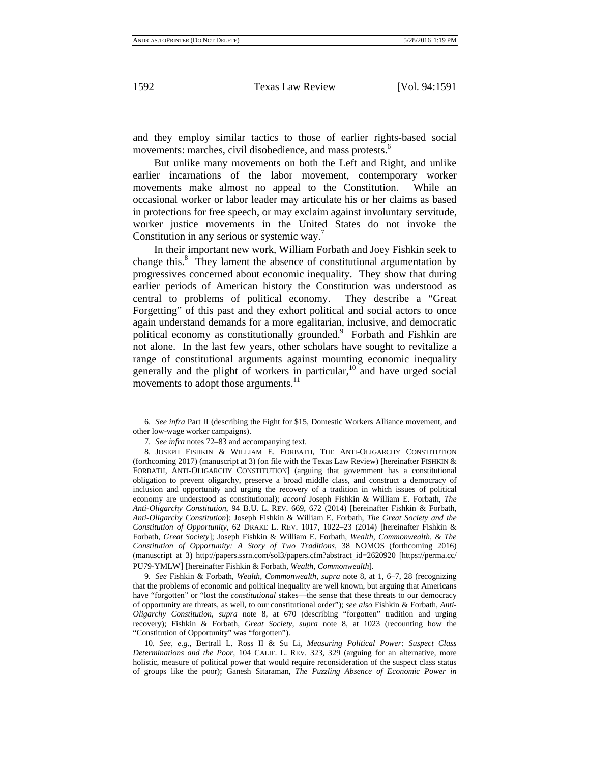and they employ similar tactics to those of earlier rights-based social movements: marches, civil disobedience, and mass protests.[6]

But unlike many movements on both the Left and Right, and unlike earlier incarnations of the labor movement, contemporary worker movements make almost no appeal to the Constitution. While an occasional worker or labor leader may articulate his or her claims as based in protections for free speech, or may exclaim against involuntary servitude, worker justice movements in the United States do not invoke the Constitution in any serious or systemic way.[7]

In their important new work, William Forbath and Joey Fishkin seek to change this.[8] They lament the absence of constitutional argumentation by progressives concerned about economic inequality. They show that during earlier periods of American history the Constitution was understood as central to problems of political economy. They describe a "Great Forgetting" of this past and they exhort political and social actors to once again understand demands for a more egalitarian, inclusive, and democratic political economy as constitutionally grounded.[9] Forbath and Fishkin are not alone. In the last few years, other scholars have sought to revitalize a range of constitutional arguments against mounting economic inequality generally and the plight of workers in particular,[10] and have urged social movements to adopt those arguments.[11]

---

6. *See infra* Part II (describing the Fight for $15, Domestic Workers Alliance movement, and other low-wage worker campaigns).

7. *See infra* notes 72–83 and accompanying text.

8. JOSEPH FISHKIN & WILLIAM E. FORBATH, THE ANTI-OLIGARCHY CONSTITUTION (forthcoming 2017) (manuscript at 3) (on file with the Texas Law Review) [hereinafter FISHKIN & FORBATH, ANTI-OLIGARCHY CONSTITUTION] (arguing that government has a constitutional obligation to prevent oligarchy, preserve a broad middle class, and construct a democracy of inclusion and opportunity and urging the recovery of a tradition in which issues of political economy are understood as constitutional); *accord* Joseph Fishkin & William E. Forbath, *The Anti-Oligarchy Constitution*, 94 B.U. L. REV. 669, 672 (2014) [hereinafter Fishkin & Forbath, *Anti-Oligarchy Constitution*]; Joseph Fishkin & William E. Forbath, *The Great Society and the Constitution of Opportunity*, 62 DRAKE L. REV. 1017, 1022–23 (2014) [hereinafter Fishkin & Forbath, *Great Society*]; Joseph Fishkin & William E. Forbath, *Wealth, Commonwealth, & The Constitution of Opportunity: A Story of Two Traditions*, 38 NOMOS (forthcoming 2016) (manuscript at 3) http://papers.ssrn.com/sol3/papers.cfm?abstract_id=2620920 [https://perma.cc/PU79-YMLW] [hereinafter Fishkin & Forbath, *Wealth, Commonwealth*].

9. *See* Fishkin & Forbath, *Wealth, Commonwealth*, *supra* note 8, at 1, 6–7, 28 (recognizing that the problems of economic and political inequality are well known, but arguing that Americans have "forgotten" or "lost the *constitutional* stakes—the sense that these threats to our democracy of opportunity are threats, as well, to our constitutional order"); *see also* Fishkin & Forbath, *Anti-Oligarchy Constitution*, *supra* note 8, at 670 (describing "forgotten" tradition and urging recovery); Fishkin & Forbath, *Great Society*, *supra* note 8, at 1023 (recounting how the "Constitution of Opportunity" was "forgotten").

10. *See, e.g.*, Bertrall L. Ross II & Su Li, *Measuring Political Power: Suspect Class Determinations and the Poor*, 104 CALIF. L. REV. 323, 329 (arguing for an alternative, more holistic, measure of political power that would require reconsideration of the suspect class status of groups like the poor); Ganesh Sitaraman, *The Puzzling Absence of Economic Power in*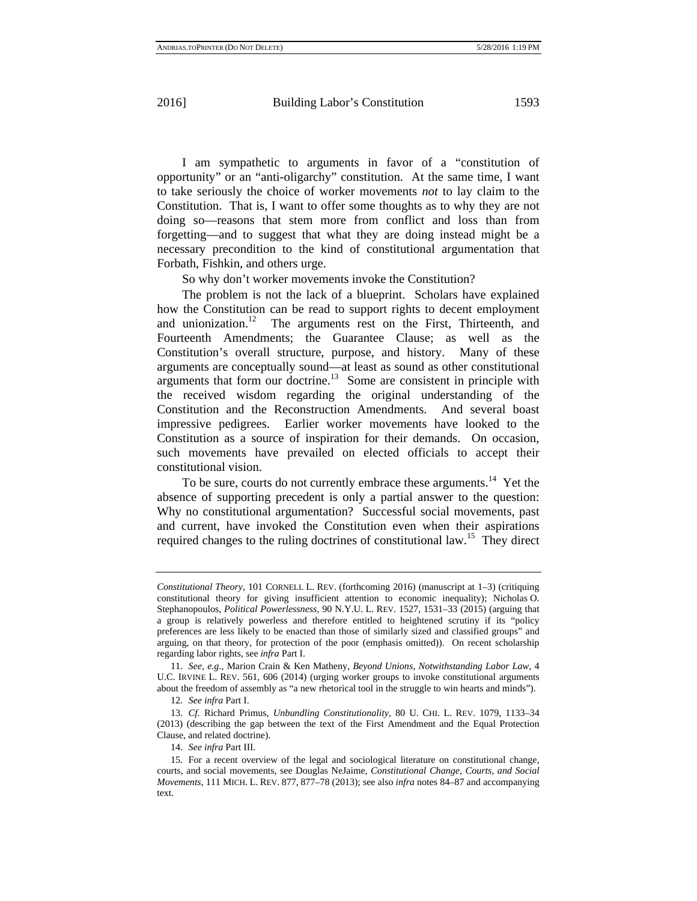I am sympathetic to arguments in favor of a "constitution of opportunity" or an "anti-oligarchy" constitution. At the same time, I want to take seriously the choice of worker movements *not* to lay claim to the Constitution. That is, I want to offer some thoughts as to why they are not doing so—reasons that stem more from conflict and loss than from forgetting—and to suggest that what they are doing instead might be a necessary precondition to the kind of constitutional argumentation that Forbath, Fishkin, and others urge.

So why don't worker movements invoke the Constitution?

The problem is not the lack of a blueprint. Scholars have explained how the Constitution can be read to support rights to decent employment and unionization.[12] The arguments rest on the First, Thirteenth, and Fourteenth Amendments; the Guarantee Clause; as well as the Constitution's overall structure, purpose, and history. Many of these arguments are conceptually sound—at least as sound as other constitutional arguments that form our doctrine.[13] Some are consistent in principle with the received wisdom regarding the original understanding of the Constitution and the Reconstruction Amendments. And several boast impressive pedigrees. Earlier worker movements have looked to the Constitution as a source of inspiration for their demands. On occasion, such movements have prevailed on elected officials to accept their constitutional vision.

To be sure, courts do not currently embrace these arguments.[14] Yet the absence of supporting precedent is only a partial answer to the question: Why no constitutional argumentation? Successful social movements, past and current, have invoked the Constitution even when their aspirations required changes to the ruling doctrines of constitutional law.[15] They direct

---

*Constitutional Theory*, 101 CORNELL L. REV. (forthcoming 2016) (manuscript at 1–3) (critiquing constitutional theory for giving insufficient attention to economic inequality); Nicholas O. Stephanopoulos, *Political Powerlessness*, 90 N.Y.U. L. REV. 1527, 1531–33 (2015) (arguing that a group is relatively powerless and therefore entitled to heightened scrutiny if its "policy preferences are less likely to be enacted than those of similarly sized and classified groups" and arguing, on that theory, for protection of the poor (emphasis omitted)). On recent scholarship regarding labor rights, see *infra* Part I.

11. *See, e.g.*, Marion Crain & Ken Matheny, *Beyond Unions, Notwithstanding Labor Law*, 4 U.C. IRVINE L. REV. 561, 606 (2014) (urging worker groups to invoke constitutional arguments about the freedom of assembly as "a new rhetorical tool in the struggle to win hearts and minds").

12. *See infra* Part I.

13. *Cf.* Richard Primus, *Unbundling Constitutionality*, 80 U. CHI. L. REV. 1079, 1133–34 (2013) (describing the gap between the text of the First Amendment and the Equal Protection Clause, and related doctrine).

14. *See infra* Part III.

15. For a recent overview of the legal and sociological literature on constitutional change, courts, and social movements, see Douglas NeJaime, *Constitutional Change, Courts, and Social Movements*, 111 MICH. L. REV. 877, 877–78 (2013); see also *infra* notes 84–87 and accompanying text.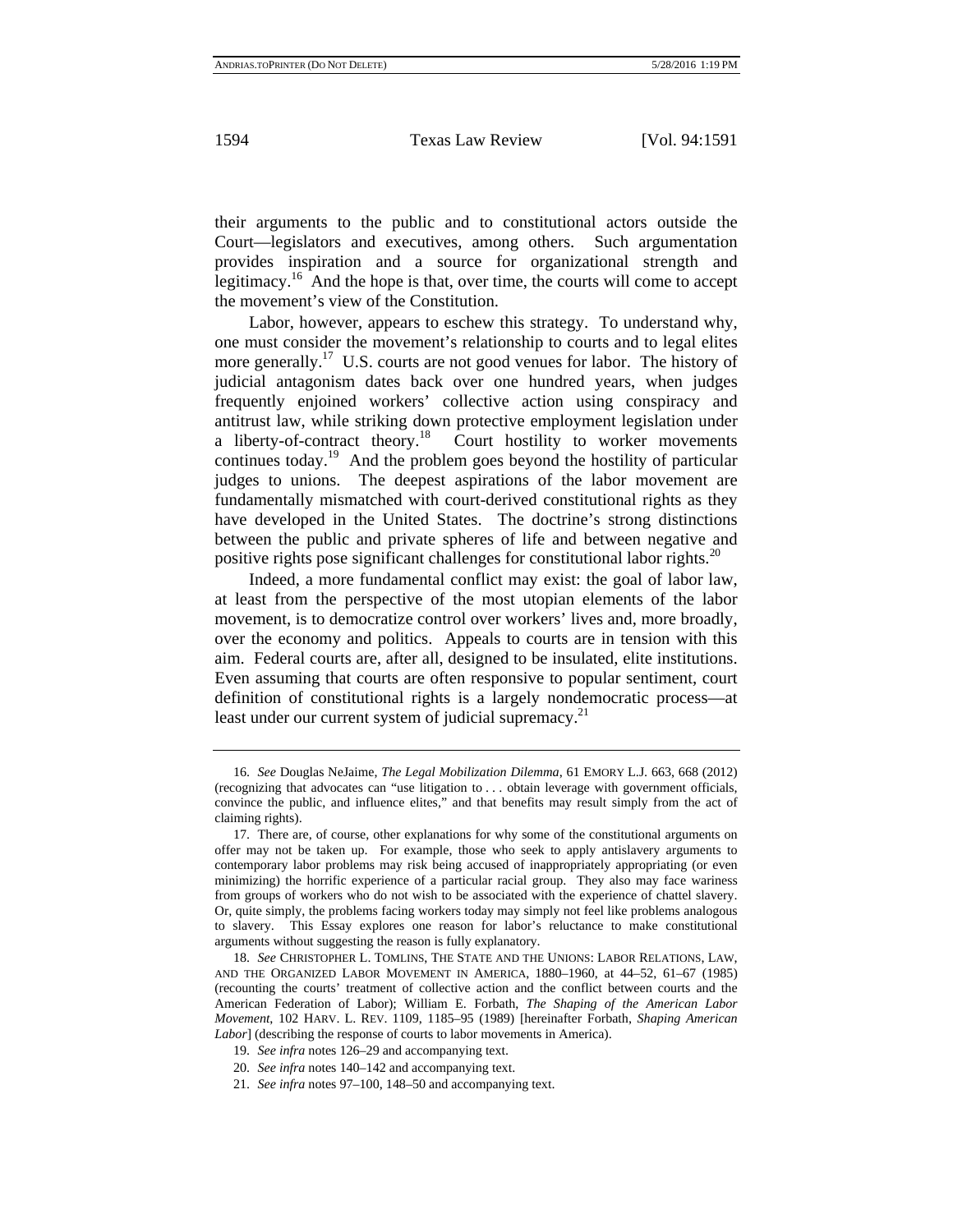their arguments to the public and to constitutional actors outside the Court—legislators and executives, among others. Such argumentation provides inspiration and a source for organizational strength and legitimacy.[16] And the hope is that, over time, the courts will come to accept the movement's view of the Constitution.

Labor, however, appears to eschew this strategy. To understand why, one must consider the movement's relationship to courts and to legal elites more generally.[17] U.S. courts are not good venues for labor. The history of judicial antagonism dates back over one hundred years, when judges frequently enjoined workers' collective action using conspiracy and antitrust law, while striking down protective employment legislation under a liberty-of-contract theory.[18] Court hostility to worker movements continues today.[19] And the problem goes beyond the hostility of particular judges to unions. The deepest aspirations of the labor movement are fundamentally mismatched with court-derived constitutional rights as they have developed in the United States. The doctrine's strong distinctions between the public and private spheres of life and between negative and positive rights pose significant challenges for constitutional labor rights.[20]

Indeed, a more fundamental conflict may exist: the goal of labor law, at least from the perspective of the most utopian elements of the labor movement, is to democratize control over workers' lives and, more broadly, over the economy and politics. Appeals to courts are in tension with this aim. Federal courts are, after all, designed to be insulated, elite institutions. Even assuming that courts are often responsive to popular sentiment, court definition of constitutional rights is a largely nondemocratic process—at least under our current system of judicial supremacy.[21]

---

16. *See* Douglas NeJaime, *The Legal Mobilization Dilemma*, 61 EMORY L.J. 663, 668 (2012) (recognizing that advocates can "use litigation to . . . obtain leverage with government officials, convince the public, and influence elites," and that benefits may result simply from the act of claiming rights).

17. There are, of course, other explanations for why some of the constitutional arguments on offer may not be taken up. For example, those who seek to apply antislavery arguments to contemporary labor problems may risk being accused of inappropriately appropriating (or even minimizing) the horrific experience of a particular racial group. They also may face wariness from groups of workers who do not wish to be associated with the experience of chattel slavery. Or, quite simply, the problems facing workers today may simply not feel like problems analogous to slavery. This Essay explores one reason for labor's reluctance to make constitutional arguments without suggesting the reason is fully explanatory.

18. *See* CHRISTOPHER L. TOMLINS, THE STATE AND THE UNIONS: LABOR RELATIONS, LAW, AND THE ORGANIZED LABOR MOVEMENT IN AMERICA, 1880–1960, at 44–52, 61–67 (1985) (recounting the courts' treatment of collective action and the conflict between courts and the American Federation of Labor); William E. Forbath, *The Shaping of the American Labor Movement*, 102 HARV. L. REV. 1109, 1185–95 (1989) [hereinafter Forbath, *Shaping American Labor*] (describing the response of courts to labor movements in America).

19. *See infra* notes 126–29 and accompanying text.

20. *See infra* notes 140–142 and accompanying text.

21. *See infra* notes 97–100, 148–50 and accompanying text.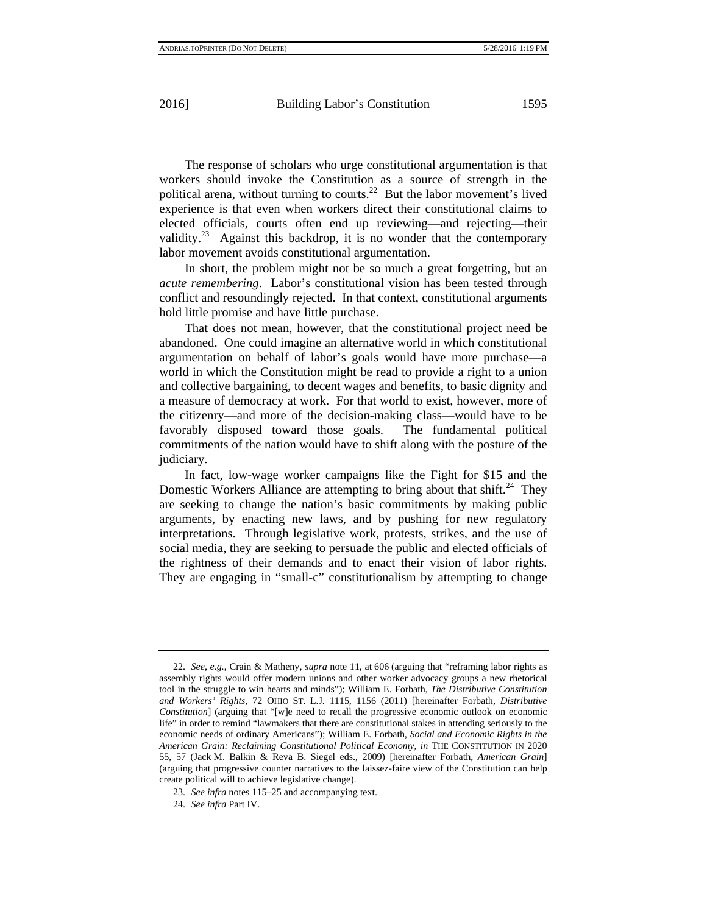The response of scholars who urge constitutional argumentation is that workers should invoke the Constitution as a source of strength in the political arena, without turning to courts.[22] But the labor movement's lived experience is that even when workers direct their constitutional claims to elected officials, courts often end up reviewing—and rejecting—their validity.[23] Against this backdrop, it is no wonder that the contemporary labor movement avoids constitutional argumentation.

In short, the problem might not be so much a great forgetting, but an *acute remembering*. Labor's constitutional vision has been tested through conflict and resoundingly rejected. In that context, constitutional arguments hold little promise and have little purchase.

That does not mean, however, that the constitutional project need be abandoned. One could imagine an alternative world in which constitutional argumentation on behalf of labor's goals would have more purchase—a world in which the Constitution might be read to provide a right to a union and collective bargaining, to decent wages and benefits, to basic dignity and a measure of democracy at work. For that world to exist, however, more of the citizenry—and more of the decision-making class—would have to be favorably disposed toward those goals. The fundamental political commitments of the nation would have to shift along with the posture of the judiciary.

In fact, low-wage worker campaigns like the Fight for $15 and the Domestic Workers Alliance are attempting to bring about that shift.[24] They are seeking to change the nation's basic commitments by making public arguments, by enacting new laws, and by pushing for new regulatory interpretations. Through legislative work, protests, strikes, and the use of social media, they are seeking to persuade the public and elected officials of the rightness of their demands and to enact their vision of labor rights. They are engaging in "small-c" constitutionalism by attempting to change

---

22. *See, e.g.*, Crain & Matheny, *supra* note 11, at 606 (arguing that "reframing labor rights as assembly rights would offer modern unions and other worker advocacy groups a new rhetorical tool in the struggle to win hearts and minds"); William E. Forbath, *The Distributive Constitution and Workers' Rights*, 72 OHIO ST. L.J. 1115, 1156 (2011) [hereinafter Forbath, *Distributive Constitution*] (arguing that "[w]e need to recall the progressive economic outlook on economic life" in order to remind "lawmakers that there are constitutional stakes in attending seriously to the economic needs of ordinary Americans"); William E. Forbath, *Social and Economic Rights in the American Grain: Reclaiming Constitutional Political Economy*, *in* THE CONSTITUTION IN 2020 55, 57 (Jack M. Balkin & Reva B. Siegel eds., 2009) [hereinafter Forbath, *American Grain*] (arguing that progressive counter narratives to the laissez-faire view of the Constitution can help create political will to achieve legislative change).

23. *See infra* notes 115–25 and accompanying text.

24. *See infra* Part IV.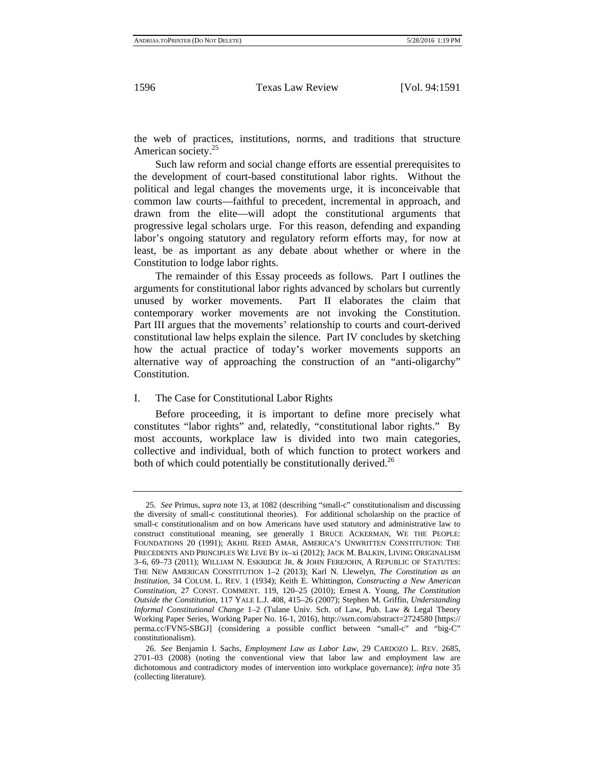the web of practices, institutions, norms, and traditions that structure American society.[25]

Such law reform and social change efforts are essential prerequisites to the development of court-based constitutional labor rights. Without the political and legal changes the movements urge, it is inconceivable that common law courts—faithful to precedent, incremental in approach, and drawn from the elite—will adopt the constitutional arguments that progressive legal scholars urge. For this reason, defending and expanding labor's ongoing statutory and regulatory reform efforts may, for now at least, be as important as any debate about whether or where in the Constitution to lodge labor rights.

The remainder of this Essay proceeds as follows. Part I outlines the arguments for constitutional labor rights advanced by scholars but currently unused by worker movements. Part II elaborates the claim that contemporary worker movements are not invoking the Constitution. Part III argues that the movements' relationship to courts and court-derived constitutional law helps explain the silence. Part IV concludes by sketching how the actual practice of today's worker movements supports an alternative way of approaching the construction of an "anti-oligarchy" Constitution.

## I. The Case for Constitutional Labor Rights

Before proceeding, it is important to define more precisely what constitutes "labor rights" and, relatedly, "constitutional labor rights." By most accounts, workplace law is divided into two main categories, collective and individual, both of which function to protect workers and both of which could potentially be constitutionally derived.[26]

---

25. *See* Primus, *supra* note 13, at 1082 (describing "small-c" constitutionalism and discussing the diversity of small-c constitutional theories). For additional scholarship on the practice of small-c constitutionalism and on how Americans have used statutory and administrative law to construct constitutional meaning, see generally 1 BRUCE ACKERMAN, WE THE PEOPLE: FOUNDATIONS 20 (1991); AKHIL REED AMAR, AMERICA'S UNWRITTEN CONSTITUTION: THE PRECEDENTS AND PRINCIPLES WE LIVE BY ix–xi (2012); JACK M. BALKIN, LIVING ORIGINALISM 3–6, 69–73 (2011); WILLIAM N. ESKRIDGE JR. & JOHN FEREJOHN, A REPUBLIC OF STATUTES: THE NEW AMERICAN CONSTITUTION 1–2 (2013); Karl N. Llewelyn, *The Constitution as an Institution*, 34 COLUM. L. REV. 1 (1934); Keith E. Whittington, *Constructing a New American Constitution*, 27 CONST. COMMENT. 119, 120–25 (2010); Ernest A. Young, *The Constitution Outside the Constitution*, 117 YALE L.J. 408, 415–26 (2007); Stephen M. Griffin, *Understanding Informal Constitutional Change* 1–2 (Tulane Univ. Sch. of Law, Pub. Law & Legal Theory Working Paper Series, Working Paper No. 16-1, 2016), http://ssrn.com/abstract=2724580 [https://perma.cc/FVN5-SBGJ] (considering a possible conflict between "small-c" and "big-C" constitutionalism).

26. *See* Benjamin I. Sachs, *Employment Law as Labor Law*, 29 CARDOZO L. REV. 2685, 2701–03 (2008) (noting the conventional view that labor law and employment law are dichotomous and contradictory modes of intervention into workplace governance); *infra* note 35 (collecting literature).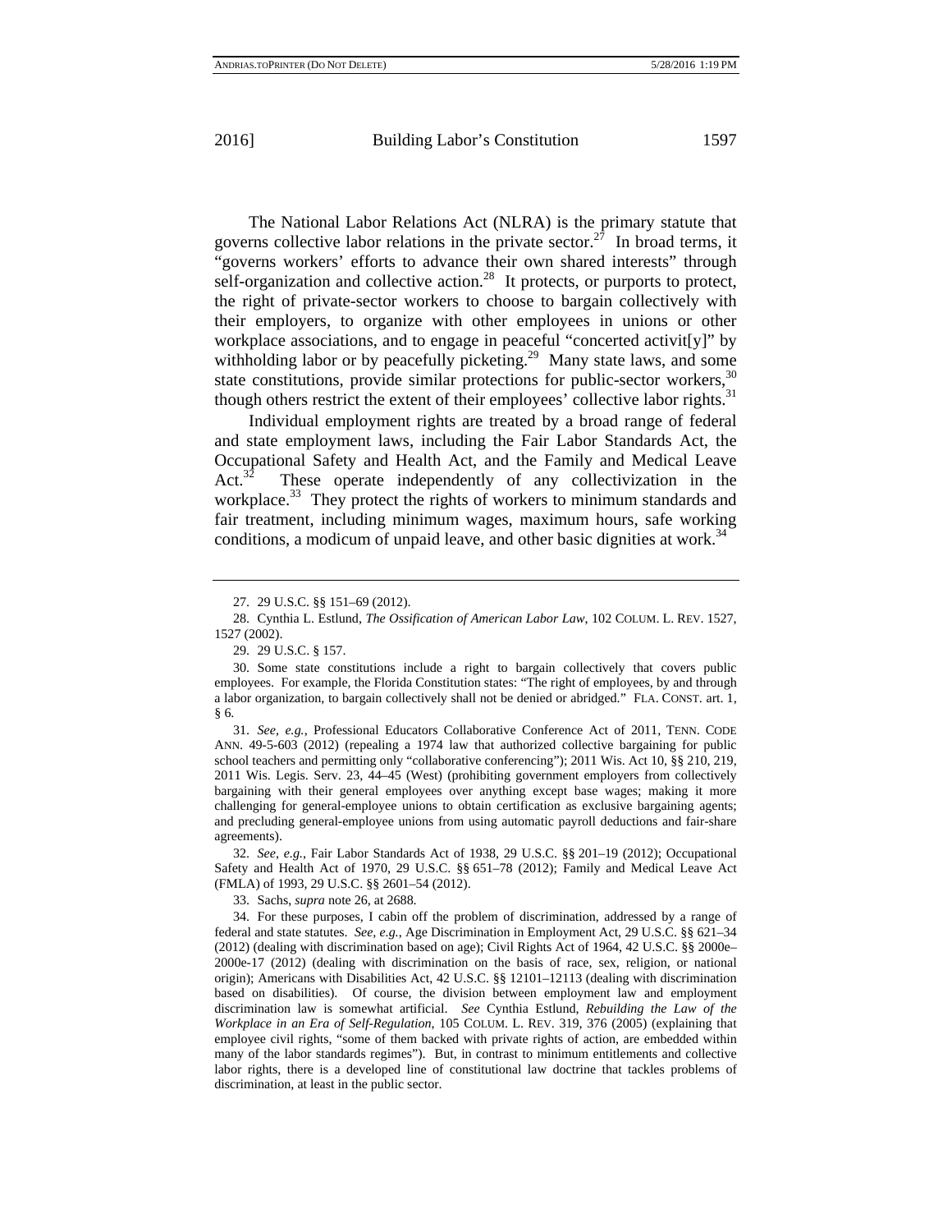The National Labor Relations Act (NLRA) is the primary statute that governs collective labor relations in the private sector.[27] In broad terms, it "governs workers' efforts to advance their own shared interests" through self-organization and collective action.[28] It protects, or purports to protect, the right of private-sector workers to choose to bargain collectively with their employers, to organize with other employees in unions or other workplace associations, and to engage in peaceful "concerted activit[y]" by withholding labor or by peacefully picketing.[29] Many state laws, and some state constitutions, provide similar protections for public-sector workers,[30] though others restrict the extent of their employees' collective labor rights.[31]

Individual employment rights are treated by a broad range of federal and state employment laws, including the Fair Labor Standards Act, the Occupational Safety and Health Act, and the Family and Medical Leave Act.[32] These operate independently of any collectivization in the workplace.[33] They protect the rights of workers to minimum standards and fair treatment, including minimum wages, maximum hours, safe working conditions, a modicum of unpaid leave, and other basic dignities at work.[34]

---

27. 29 U.S.C. §§ 151–69 (2012).

28. Cynthia L. Estlund, *The Ossification of American Labor Law*, 102 COLUM. L. REV. 1527, 1527 (2002).

29. 29 U.S.C. § 157.

30. Some state constitutions include a right to bargain collectively that covers public employees. For example, the Florida Constitution states: "The right of employees, by and through a labor organization, to bargain collectively shall not be denied or abridged." FLA. CONST. art. 1, § 6.

31. *See, e.g.*, Professional Educators Collaborative Conference Act of 2011, TENN. CODE ANN. 49-5-603 (2012) (repealing a 1974 law that authorized collective bargaining for public school teachers and permitting only "collaborative conferencing"); 2011 Wis. Act 10, §§ 210, 219, 2011 Wis. Legis. Serv. 23, 44–45 (West) (prohibiting government employers from collectively bargaining with their general employees over anything except base wages; making it more challenging for general-employee unions to obtain certification as exclusive bargaining agents; and precluding general-employee unions from using automatic payroll deductions and fair-share agreements).

32. *See, e.g.*, Fair Labor Standards Act of 1938, 29 U.S.C. §§ 201–19 (2012); Occupational Safety and Health Act of 1970, 29 U.S.C. §§ 651–78 (2012); Family and Medical Leave Act (FMLA) of 1993, 29 U.S.C. §§ 2601–54 (2012).

33. Sachs, *supra* note 26, at 2688.

34. For these purposes, I cabin off the problem of discrimination, addressed by a range of federal and state statutes. *See, e.g.*, Age Discrimination in Employment Act, 29 U.S.C. §§ 621–34 (2012) (dealing with discrimination based on age); Civil Rights Act of 1964, 42 U.S.C. §§ 2000e–2000e-17 (2012) (dealing with discrimination on the basis of race, sex, religion, or national origin); Americans with Disabilities Act, 42 U.S.C. §§ 12101–12113 (dealing with discrimination based on disabilities). Of course, the division between employment law and employment discrimination law is somewhat artificial. *See* Cynthia Estlund, *Rebuilding the Law of the Workplace in an Era of Self-Regulation*, 105 COLUM. L. REV. 319, 376 (2005) (explaining that employee civil rights, "some of them backed with private rights of action, are embedded within many of the labor standards regimes"). But, in contrast to minimum entitlements and collective labor rights, there is a developed line of constitutional law doctrine that tackles problems of discrimination, at least in the public sector.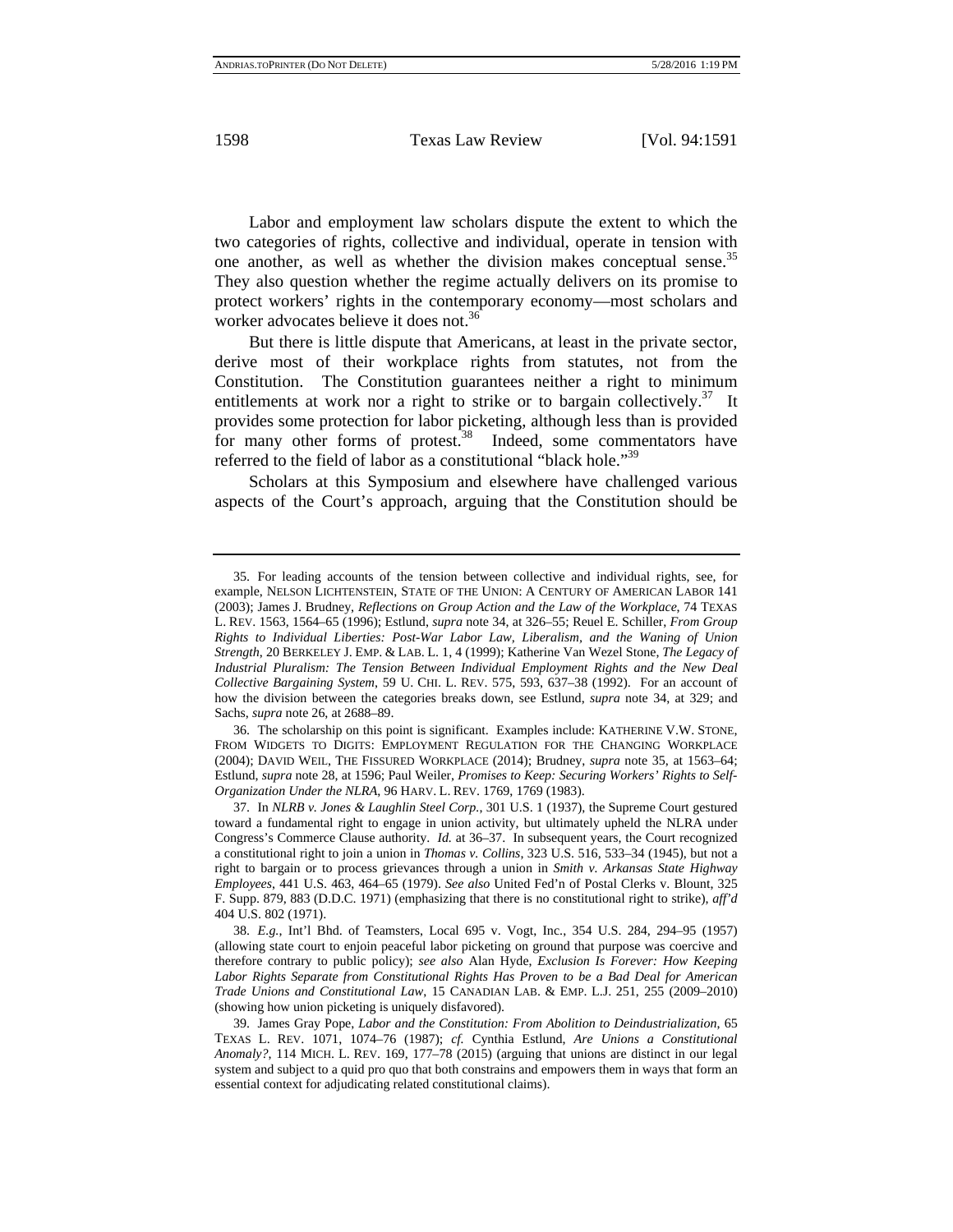Labor and employment law scholars dispute the extent to which the two categories of rights, collective and individual, operate in tension with one another, as well as whether the division makes conceptual sense.[35] They also question whether the regime actually delivers on its promise to protect workers' rights in the contemporary economy—most scholars and worker advocates believe it does not.[36]

But there is little dispute that Americans, at least in the private sector, derive most of their workplace rights from statutes, not from the Constitution. The Constitution guarantees neither a right to minimum entitlements at work nor a right to strike or to bargain collectively.[37] It provides some protection for labor picketing, although less than is provided for many other forms of protest.[38] Indeed, some commentators have referred to the field of labor as a constitutional "black hole."[39]

Scholars at this Symposium and elsewhere have challenged various aspects of the Court's approach, arguing that the Constitution should be

---

35. For leading accounts of the tension between collective and individual rights, see, for example, NELSON LICHTENSTEIN, STATE OF THE UNION: A CENTURY OF AMERICAN LABOR 141 (2003); James J. Brudney, *Reflections on Group Action and the Law of the Workplace*, 74 TEXAS L. REV. 1563, 1564–65 (1996); Estlund, *supra* note 34, at 326–55; Reuel E. Schiller, *From Group Rights to Individual Liberties: Post-War Labor Law, Liberalism, and the Waning of Union Strength*, 20 BERKELEY J. EMP. & LAB. L. 1, 4 (1999); Katherine Van Wezel Stone, *The Legacy of Industrial Pluralism: The Tension Between Individual Employment Rights and the New Deal Collective Bargaining System*, 59 U. CHI. L. REV. 575, 593, 637–38 (1992). For an account of how the division between the categories breaks down, see Estlund, *supra* note 34, at 329; and Sachs, *supra* note 26, at 2688–89.

36. The scholarship on this point is significant. Examples include: KATHERINE V.W. STONE, FROM WIDGETS TO DIGITS: EMPLOYMENT REGULATION FOR THE CHANGING WORKPLACE (2004); DAVID WEIL, THE FISSURED WORKPLACE (2014); Brudney, *supra* note 35, at 1563–64; Estlund, *supra* note 28, at 1596; Paul Weiler, *Promises to Keep: Securing Workers' Rights to Self-Organization Under the NLRA*, 96 HARV. L. REV. 1769, 1769 (1983).

37. In *NLRB v. Jones & Laughlin Steel Corp.*, 301 U.S. 1 (1937), the Supreme Court gestured toward a fundamental right to engage in union activity, but ultimately upheld the NLRA under Congress's Commerce Clause authority. *Id.* at 36–37. In subsequent years, the Court recognized a constitutional right to join a union in *Thomas v. Collins*, 323 U.S. 516, 533–34 (1945), but not a right to bargain or to process grievances through a union in *Smith v. Arkansas State Highway Employees*, 441 U.S. 463, 464–65 (1979). *See also* United Fed'n of Postal Clerks v. Blount, 325 F. Supp. 879, 883 (D.D.C. 1971) (emphasizing that there is no constitutional right to strike), *aff'd* 404 U.S. 802 (1971).

38. *E.g.*, Int'l Bhd. of Teamsters, Local 695 v. Vogt, Inc., 354 U.S. 284, 294–95 (1957) (allowing state court to enjoin peaceful labor picketing on ground that purpose was coercive and therefore contrary to public policy); *see also* Alan Hyde, *Exclusion Is Forever: How Keeping Labor Rights Separate from Constitutional Rights Has Proven to be a Bad Deal for American Trade Unions and Constitutional Law*, 15 CANADIAN LAB. & EMP. L.J. 251, 255 (2009–2010) (showing how union picketing is uniquely disfavored).

39. James Gray Pope, *Labor and the Constitution: From Abolition to Deindustrialization*, 65 TEXAS L. REV. 1071, 1074–76 (1987); *cf.* Cynthia Estlund, *Are Unions a Constitutional Anomaly?*, 114 MICH. L. REV. 169, 177–78 (2015) (arguing that unions are distinct in our legal system and subject to a quid pro quo that both constrains and empowers them in ways that form an essential context for adjudicating related constitutional claims).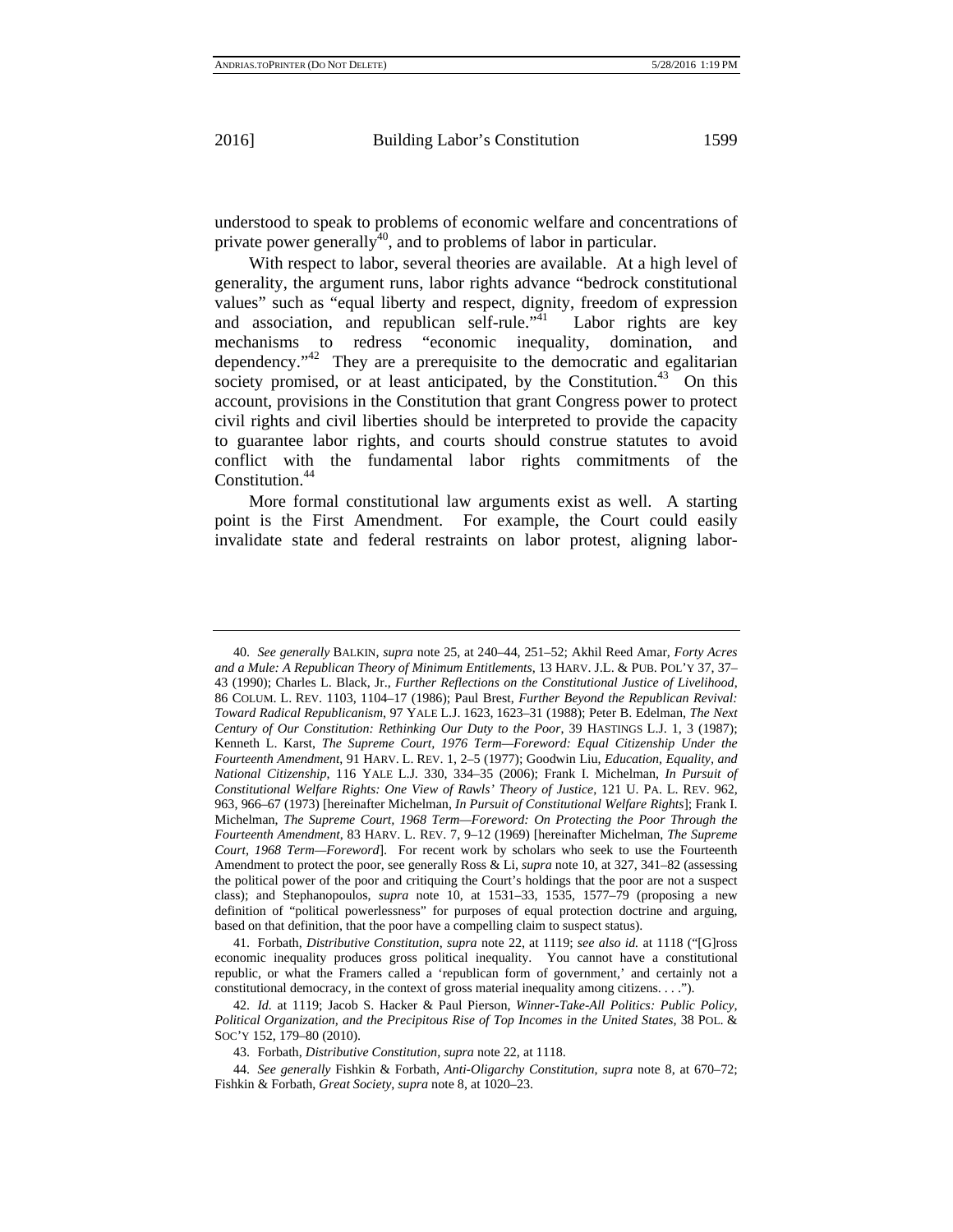understood to speak to problems of economic welfare and concentrations of private power generally[40], and to problems of labor in particular.

With respect to labor, several theories are available. At a high level of generality, the argument runs, labor rights advance "bedrock constitutional values" such as "equal liberty and respect, dignity, freedom of expression and association, and republican self-rule."[41] Labor rights are key mechanisms to redress "economic inequality, domination, and dependency."[42] They are a prerequisite to the democratic and egalitarian society promised, or at least anticipated, by the Constitution.[43] On this account, provisions in the Constitution that grant Congress power to protect civil rights and civil liberties should be interpreted to provide the capacity to guarantee labor rights, and courts should construe statutes to avoid conflict with the fundamental labor rights commitments of the Constitution.[44]

More formal constitutional law arguments exist as well. A starting point is the First Amendment. For example, the Court could easily invalidate state and federal restraints on labor protest, aligning labor-

---

40. *See generally* BALKIN, *supra* note 25, at 240–44, 251–52; Akhil Reed Amar, *Forty Acres and a Mule: A Republican Theory of Minimum Entitlements*, 13 HARV. J.L. & PUB. POL'Y 37, 37–43 (1990); Charles L. Black, Jr., *Further Reflections on the Constitutional Justice of Livelihood*, 86 COLUM. L. REV. 1103, 1104–17 (1986); Paul Brest, *Further Beyond the Republican Revival: Toward Radical Republicanism*, 97 YALE L.J. 1623, 1623–31 (1988); Peter B. Edelman, *The Next Century of Our Constitution: Rethinking Our Duty to the Poor*, 39 HASTINGS L.J. 1, 3 (1987); Kenneth L. Karst, *The Supreme Court, 1976 Term—Foreword: Equal Citizenship Under the Fourteenth Amendment*, 91 HARV. L. REV. 1, 2–5 (1977); Goodwin Liu, *Education, Equality, and National Citizenship*, 116 YALE L.J. 330, 334–35 (2006); Frank I. Michelman, *In Pursuit of Constitutional Welfare Rights: One View of Rawls' Theory of Justice*, 121 U. PA. L. REV. 962, 963, 966–67 (1973) [hereinafter Michelman, *In Pursuit of Constitutional Welfare Rights*]; Frank I. Michelman, *The Supreme Court, 1968 Term—Foreword: On Protecting the Poor Through the Fourteenth Amendment*, 83 HARV. L. REV. 7, 9–12 (1969) [hereinafter Michelman, *The Supreme Court, 1968 Term—Foreword*]. For recent work by scholars who seek to use the Fourteenth Amendment to protect the poor, see generally Ross & Li, *supra* note 10, at 327, 341–82 (assessing the political power of the poor and critiquing the Court's holdings that the poor are not a suspect class); and Stephanopoulos, *supra* note 10, at 1531–33, 1535, 1577–79 (proposing a new definition of "political powerlessness" for purposes of equal protection doctrine and arguing, based on that definition, that the poor have a compelling claim to suspect status).

41. Forbath, *Distributive Constitution*, *supra* note 22, at 1119; *see also id.* at 1118 ("[G]ross economic inequality produces gross political inequality. You cannot have a constitutional republic, or what the Framers called a 'republican form of government,' and certainly not a constitutional democracy, in the context of gross material inequality among citizens. . . .").

42. *Id.* at 1119; Jacob S. Hacker & Paul Pierson, *Winner-Take-All Politics: Public Policy, Political Organization, and the Precipitous Rise of Top Incomes in the United States*, 38 POL. & SOC'Y 152, 179–80 (2010).

43. Forbath, *Distributive Constitution*, *supra* note 22, at 1118.

44. *See generally* Fishkin & Forbath, *Anti-Oligarchy Constitution*, *supra* note 8, at 670–72; Fishkin & Forbath, *Great Society*, *supra* note 8, at 1020–23.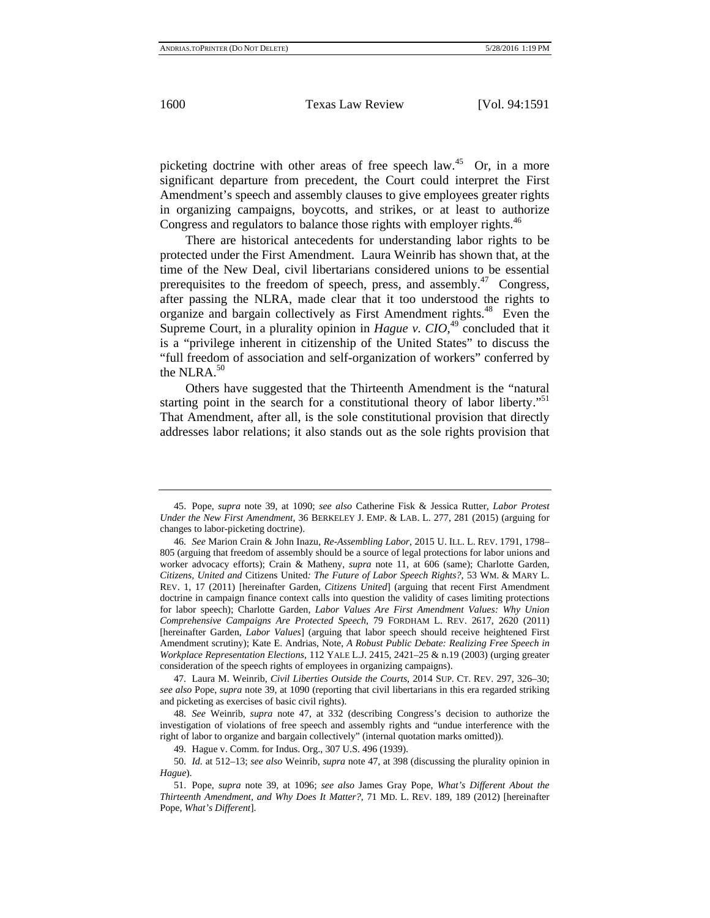picketing doctrine with other areas of free speech law.[45] Or, in a more significant departure from precedent, the Court could interpret the First Amendment's speech and assembly clauses to give employees greater rights in organizing campaigns, boycotts, and strikes, or at least to authorize Congress and regulators to balance those rights with employer rights.[46]

There are historical antecedents for understanding labor rights to be protected under the First Amendment. Laura Weinrib has shown that, at the time of the New Deal, civil libertarians considered unions to be essential prerequisites to the freedom of speech, press, and assembly.[47] Congress, after passing the NLRA, made clear that it too understood the rights to organize and bargain collectively as First Amendment rights.[48] Even the Supreme Court, in a plurality opinion in *Hague v. CIO*,[49] concluded that it is a "privilege inherent in citizenship of the United States" to discuss the "full freedom of association and self-organization of workers" conferred by the NLRA.[50]

Others have suggested that the Thirteenth Amendment is the "natural starting point in the search for a constitutional theory of labor liberty."[51] That Amendment, after all, is the sole constitutional provision that directly addresses labor relations; it also stands out as the sole rights provision that

---

45. Pope, *supra* note 39, at 1090; *see also* Catherine Fisk & Jessica Rutter, *Labor Protest Under the New First Amendment*, 36 BERKELEY J. EMP. & LAB. L. 277, 281 (2015) (arguing for changes to labor-picketing doctrine).

46. *See* Marion Crain & John Inazu, *Re-Assembling Labor*, 2015 U. ILL. L. REV. 1791, 1798–805 (arguing that freedom of assembly should be a source of legal protections for labor unions and worker advocacy efforts); Crain & Matheny, *supra* note 11, at 606 (same); Charlotte Garden, *Citizens, United and* Citizens United*: The Future of Labor Speech Rights?*, 53 WM. & MARY L. REV. 1, 17 (2011) [hereinafter Garden, *Citizens United*] (arguing that recent First Amendment doctrine in campaign finance context calls into question the validity of cases limiting protections for labor speech); Charlotte Garden, *Labor Values Are First Amendment Values: Why Union Comprehensive Campaigns Are Protected Speech*, 79 FORDHAM L. REV. 2617, 2620 (2011) [hereinafter Garden, *Labor Values*] (arguing that labor speech should receive heightened First Amendment scrutiny); Kate E. Andrias, Note, *A Robust Public Debate: Realizing Free Speech in Workplace Representation Elections*, 112 YALE L.J. 2415, 2421–25 & n.19 (2003) (urging greater consideration of the speech rights of employees in organizing campaigns).

47. Laura M. Weinrib, *Civil Liberties Outside the Courts*, 2014 SUP. CT. REV. 297, 326–30; *see also* Pope, *supra* note 39, at 1090 (reporting that civil libertarians in this era regarded striking and picketing as exercises of basic civil rights).

48. *See* Weinrib, *supra* note 47, at 332 (describing Congress's decision to authorize the investigation of violations of free speech and assembly rights and "undue interference with the right of labor to organize and bargain collectively" (internal quotation marks omitted)).

49. Hague v. Comm. for Indus. Org., 307 U.S. 496 (1939).

50. *Id.* at 512–13; *see also* Weinrib, *supra* note 47, at 398 (discussing the plurality opinion in *Hague*).

51. Pope, *supra* note 39, at 1096; *see also* James Gray Pope, *What's Different About the Thirteenth Amendment, and Why Does It Matter?*, 71 MD. L. REV. 189, 189 (2012) [hereinafter Pope, *What's Different*].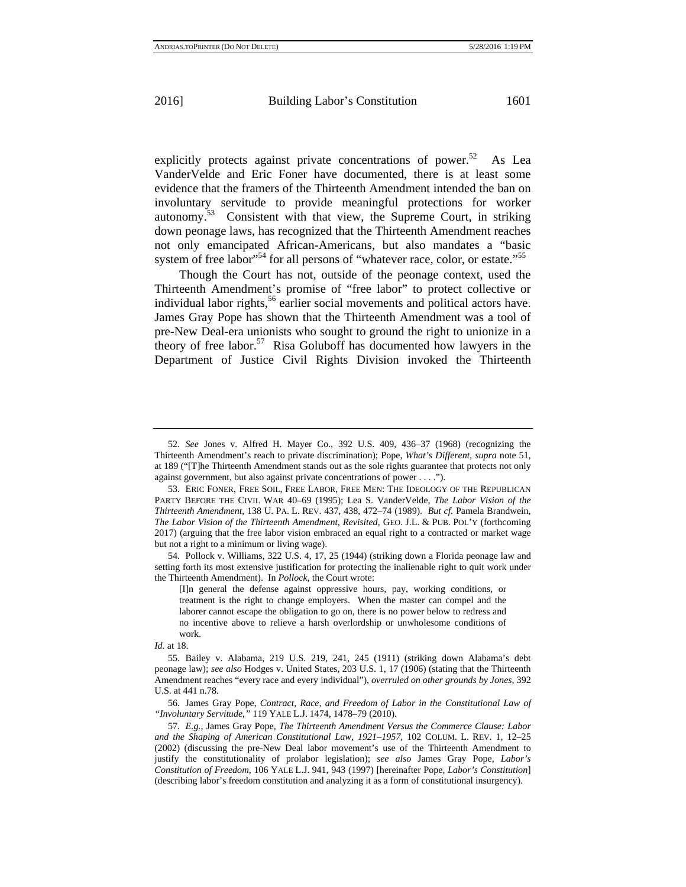explicitly protects against private concentrations of power.[52] As Lea VanderVelde and Eric Foner have documented, there is at least some evidence that the framers of the Thirteenth Amendment intended the ban on involuntary servitude to provide meaningful protections for worker autonomy.[53] Consistent with that view, the Supreme Court, in striking down peonage laws, has recognized that the Thirteenth Amendment reaches not only emancipated African-Americans, but also mandates a "basic system of free labor"[54] for all persons of "whatever race, color, or estate."[55]

Though the Court has not, outside of the peonage context, used the Thirteenth Amendment's promise of "free labor" to protect collective or individual labor rights,[56] earlier social movements and political actors have. James Gray Pope has shown that the Thirteenth Amendment was a tool of pre-New Deal-era unionists who sought to ground the right to unionize in a theory of free labor.[57] Risa Goluboff has documented how lawyers in the Department of Justice Civil Rights Division invoked the Thirteenth

---

52. *See* Jones v. Alfred H. Mayer Co., 392 U.S. 409, 436–37 (1968) (recognizing the Thirteenth Amendment's reach to private discrimination); Pope, *What's Different*, *supra* note 51, at 189 ("[T]he Thirteenth Amendment stands out as the sole rights guarantee that protects not only against government, but also against private concentrations of power . . . .").

53. ERIC FONER, FREE SOIL, FREE LABOR, FREE MEN: THE IDEOLOGY OF THE REPUBLICAN PARTY BEFORE THE CIVIL WAR 40–69 (1995); Lea S. VanderVelde, *The Labor Vision of the Thirteenth Amendment*, 138 U. PA. L. REV. 437, 438, 472–74 (1989). *But cf.* Pamela Brandwein, *The Labor Vision of the Thirteenth Amendment, Revisited*, GEO. J.L. & PUB. POL'Y (forthcoming 2017) (arguing that the free labor vision embraced an equal right to a contracted or market wage but not a right to a minimum or living wage).

54. Pollock v. Williams, 322 U.S. 4, 17, 25 (1944) (striking down a Florida peonage law and setting forth its most extensive justification for protecting the inalienable right to quit work under the Thirteenth Amendment). In *Pollock*, the Court wrote:

> [I]n general the defense against oppressive hours, pay, working conditions, or treatment is the right to change employers. When the master can compel and the laborer cannot escape the obligation to go on, there is no power below to redress and no incentive above to relieve a harsh overlordship or unwholesome conditions of work.

*Id.* at 18.

55. Bailey v. Alabama, 219 U.S. 219, 241, 245 (1911) (striking down Alabama's debt peonage law); *see also* Hodges v. United States, 203 U.S. 1, 17 (1906) (stating that the Thirteenth Amendment reaches "every race and every individual"), *overruled on other grounds by Jones*, 392 U.S. at 441 n.78.

56. James Gray Pope, *Contract, Race, and Freedom of Labor in the Constitutional Law of "Involuntary Servitude*,*"* 119 YALE L.J. 1474, 1478–79 (2010).

57. *E.g.*, James Gray Pope, *The Thirteenth Amendment Versus the Commerce Clause: Labor and the Shaping of American Constitutional Law, 1921–1957*, 102 COLUM. L. REV. 1, 12–25 (2002) (discussing the pre-New Deal labor movement's use of the Thirteenth Amendment to justify the constitutionality of prolabor legislation); *see also* James Gray Pope, *Labor's Constitution of Freedom*, 106 YALE L.J. 941, 943 (1997) [hereinafter Pope, *Labor's Constitution*] (describing labor's freedom constitution and analyzing it as a form of constitutional insurgency).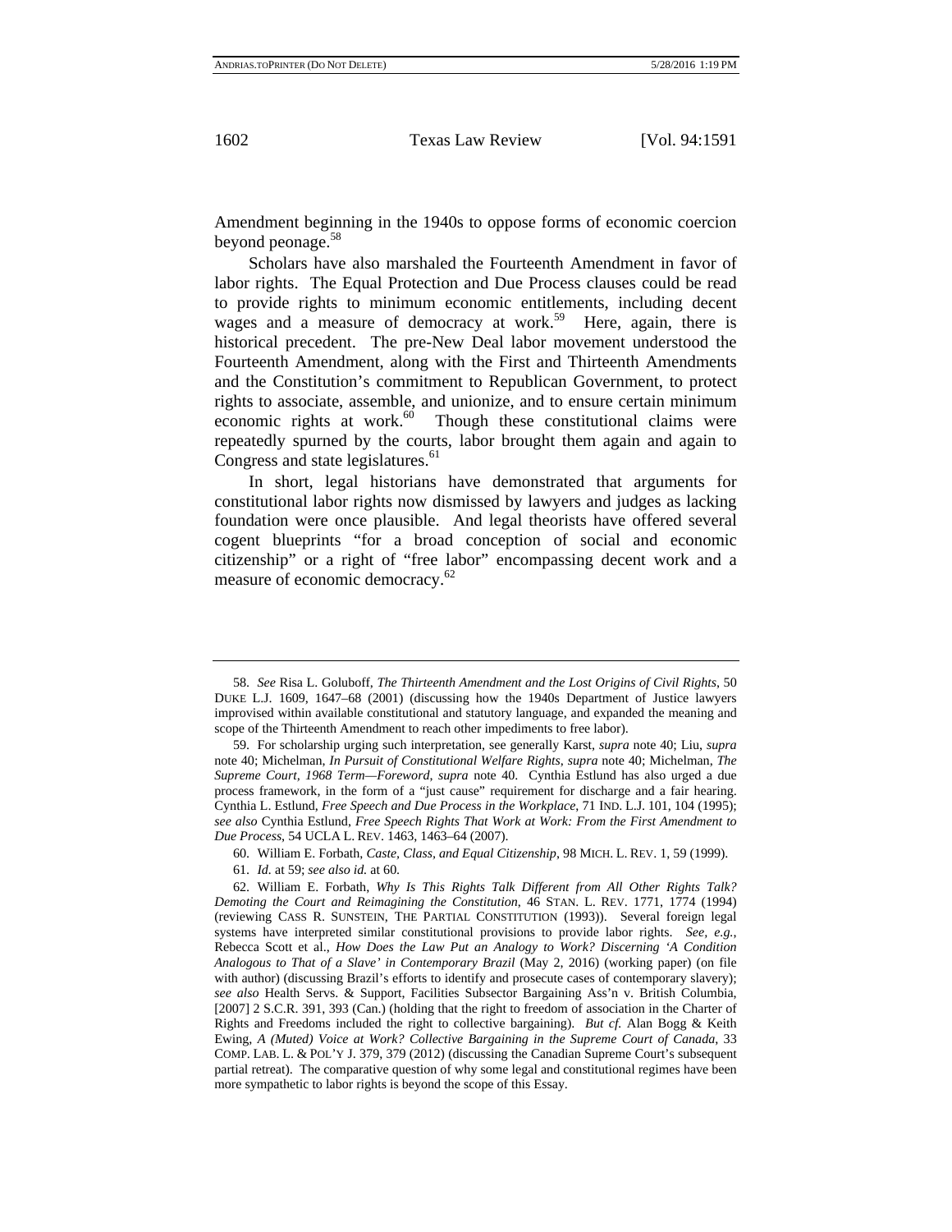Amendment beginning in the 1940s to oppose forms of economic coercion beyond peonage.[58]

Scholars have also marshaled the Fourteenth Amendment in favor of labor rights. The Equal Protection and Due Process clauses could be read to provide rights to minimum economic entitlements, including decent wages and a measure of democracy at work.[59] Here, again, there is historical precedent. The pre-New Deal labor movement understood the Fourteenth Amendment, along with the First and Thirteenth Amendments and the Constitution's commitment to Republican Government, to protect rights to associate, assemble, and unionize, and to ensure certain minimum economic rights at work.[60] Though these constitutional claims were repeatedly spurned by the courts, labor brought them again and again to Congress and state legislatures.[61]

In short, legal historians have demonstrated that arguments for constitutional labor rights now dismissed by lawyers and judges as lacking foundation were once plausible. And legal theorists have offered several cogent blueprints "for a broad conception of social and economic citizenship" or a right of "free labor" encompassing decent work and a measure of economic democracy.[62]

---

58. *See* Risa L. Goluboff, *The Thirteenth Amendment and the Lost Origins of Civil Rights*, 50 DUKE L.J. 1609, 1647–68 (2001) (discussing how the 1940s Department of Justice lawyers improvised within available constitutional and statutory language, and expanded the meaning and scope of the Thirteenth Amendment to reach other impediments to free labor).

59. For scholarship urging such interpretation, see generally Karst, *supra* note 40; Liu, *supra* note 40; Michelman, *In Pursuit of Constitutional Welfare Rights*, *supra* note 40; Michelman, *The Supreme Court, 1968 Term—Foreword*, *supra* note 40. Cynthia Estlund has also urged a due process framework, in the form of a "just cause" requirement for discharge and a fair hearing. Cynthia L. Estlund, *Free Speech and Due Process in the Workplace*, 71 IND. L.J. 101, 104 (1995); *see also* Cynthia Estlund, *Free Speech Rights That Work at Work: From the First Amendment to Due Process*, 54 UCLA L. REV. 1463, 1463–64 (2007).

60. William E. Forbath, *Caste, Class, and Equal Citizenship*, 98 MICH. L. REV. 1, 59 (1999).

61. *Id.* at 59; *see also id.* at 60.

62. William E. Forbath, *Why Is This Rights Talk Different from All Other Rights Talk? Demoting the Court and Reimagining the Constitution*, 46 STAN. L. REV. 1771, 1774 (1994) (reviewing CASS R. SUNSTEIN, THE PARTIAL CONSTITUTION (1993)). Several foreign legal systems have interpreted similar constitutional provisions to provide labor rights. *See, e.g.*, Rebecca Scott et al., *How Does the Law Put an Analogy to Work? Discerning 'A Condition Analogous to That of a Slave' in Contemporary Brazil* (May 2, 2016) (working paper) (on file with author) (discussing Brazil's efforts to identify and prosecute cases of contemporary slavery); *see also* Health Servs. & Support, Facilities Subsector Bargaining Ass'n v. British Columbia, [2007] 2 S.C.R. 391, 393 (Can.) (holding that the right to freedom of association in the Charter of Rights and Freedoms included the right to collective bargaining). *But cf.* Alan Bogg & Keith Ewing, *A (Muted) Voice at Work? Collective Bargaining in the Supreme Court of Canada*, 33 COMP. LAB. L. & POL'Y J. 379, 379 (2012) (discussing the Canadian Supreme Court's subsequent partial retreat). The comparative question of why some legal and constitutional regimes have been more sympathetic to labor rights is beyond the scope of this Essay.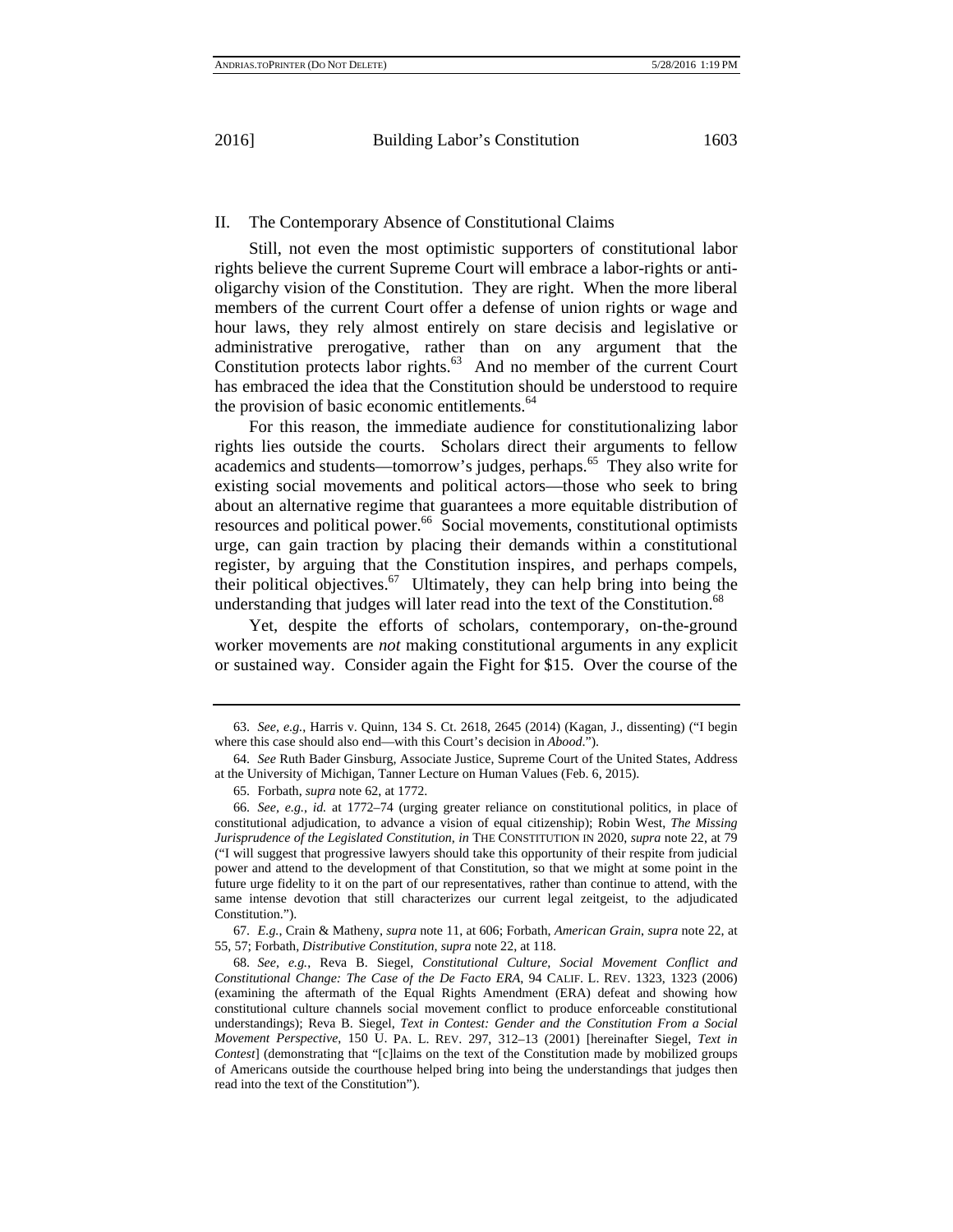## II. The Contemporary Absence of Constitutional Claims

Still, not even the most optimistic supporters of constitutional labor rights believe the current Supreme Court will embrace a labor-rights or anti-oligarchy vision of the Constitution. They are right. When the more liberal members of the current Court offer a defense of union rights or wage and hour laws, they rely almost entirely on stare decisis and legislative or administrative prerogative, rather than on any argument that the Constitution protects labor rights.[63] And no member of the current Court has embraced the idea that the Constitution should be understood to require the provision of basic economic entitlements.[64]

For this reason, the immediate audience for constitutionalizing labor rights lies outside the courts. Scholars direct their arguments to fellow academics and students—tomorrow's judges, perhaps.[65] They also write for existing social movements and political actors—those who seek to bring about an alternative regime that guarantees a more equitable distribution of resources and political power.[66] Social movements, constitutional optimists urge, can gain traction by placing their demands within a constitutional register, by arguing that the Constitution inspires, and perhaps compels, their political objectives.[67] Ultimately, they can help bring into being the understanding that judges will later read into the text of the Constitution.[68]

Yet, despite the efforts of scholars, contemporary, on-the-ground worker movements are *not* making constitutional arguments in any explicit or sustained way. Consider again the Fight for $15. Over the course of the

---

63. *See, e.g.*, Harris v. Quinn, 134 S. Ct. 2618, 2645 (2014) (Kagan, J., dissenting) ("I begin where this case should also end—with this Court's decision in *Abood*.").

64. *See* Ruth Bader Ginsburg, Associate Justice, Supreme Court of the United States, Address at the University of Michigan, Tanner Lecture on Human Values (Feb. 6, 2015).

65. Forbath, *supra* note 62, at 1772.

66. *See, e.g.*, *id.* at 1772–74 (urging greater reliance on constitutional politics, in place of constitutional adjudication, to advance a vision of equal citizenship); Robin West, *The Missing Jurisprudence of the Legislated Constitution*, *in* THE CONSTITUTION IN 2020, *supra* note 22, at 79 ("I will suggest that progressive lawyers should take this opportunity of their respite from judicial power and attend to the development of that Constitution, so that we might at some point in the future urge fidelity to it on the part of our representatives, rather than continue to attend, with the same intense devotion that still characterizes our current legal zeitgeist, to the adjudicated Constitution.").

67. *E.g.*, Crain & Matheny, *supra* note 11, at 606; Forbath, *American Grain*, *supra* note 22, at 55, 57; Forbath, *Distributive Constitution*, *supra* note 22, at 118.

68. *See, e.g.*, Reva B. Siegel, *Constitutional Culture, Social Movement Conflict and Constitutional Change: The Case of the De Facto ERA*, 94 CALIF. L. REV. 1323, 1323 (2006) (examining the aftermath of the Equal Rights Amendment (ERA) defeat and showing how constitutional culture channels social movement conflict to produce enforceable constitutional understandings); Reva B. Siegel, *Text in Contest: Gender and the Constitution From a Social Movement Perspective*, 150 U. PA. L. REV. 297, 312–13 (2001) [hereinafter Siegel, *Text in Contest*] (demonstrating that "[c]laims on the text of the Constitution made by mobilized groups of Americans outside the courthouse helped bring into being the understandings that judges then read into the text of the Constitution").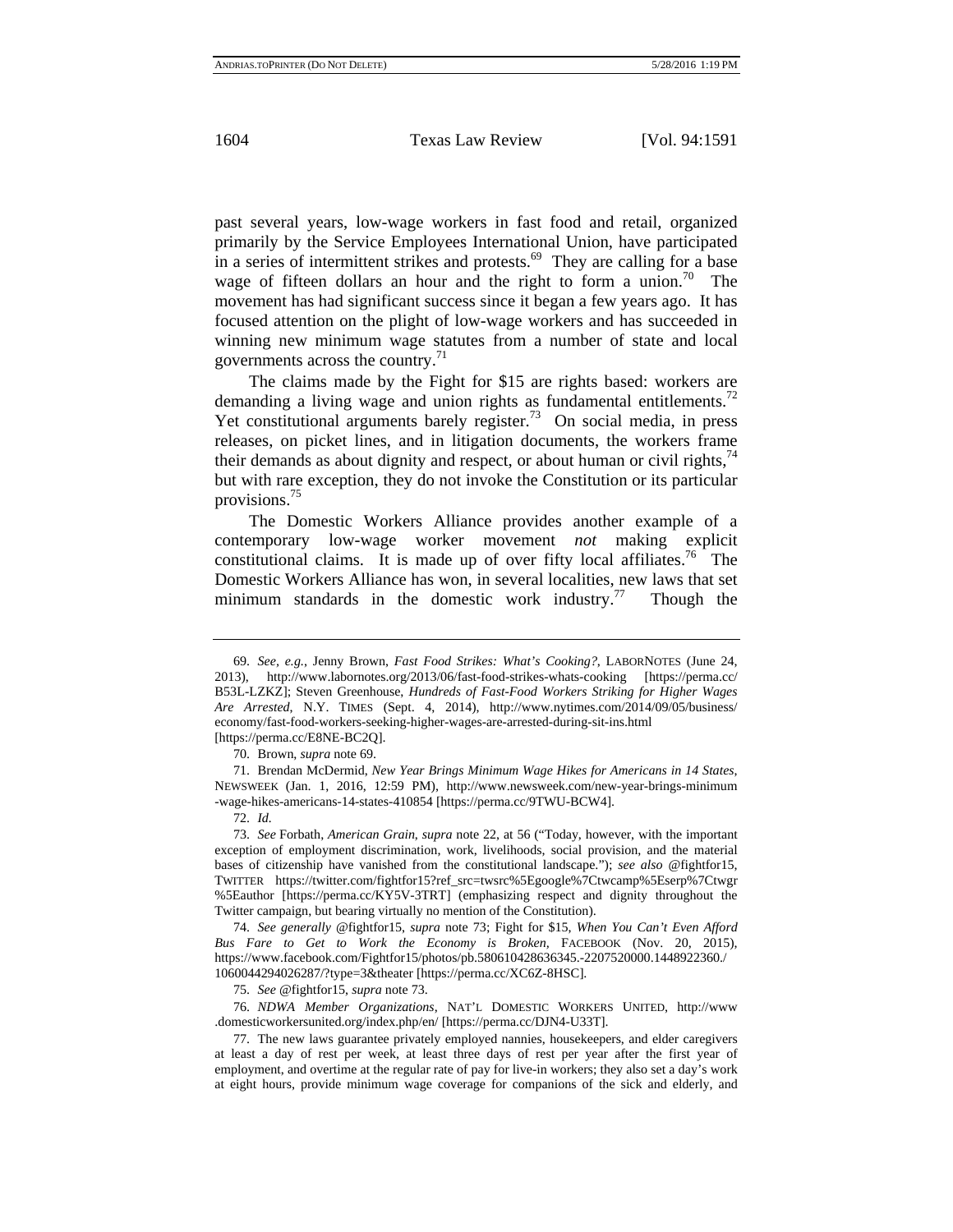past several years, low-wage workers in fast food and retail, organized primarily by the Service Employees International Union, have participated in a series of intermittent strikes and protests.[69] They are calling for a base wage of fifteen dollars an hour and the right to form a union.[70] The movement has had significant success since it began a few years ago. It has focused attention on the plight of low-wage workers and has succeeded in winning new minimum wage statutes from a number of state and local governments across the country.[71]

The claims made by the Fight for $15 are rights based: workers are demanding a living wage and union rights as fundamental entitlements.[72] Yet constitutional arguments barely register.[73] On social media, in press releases, on picket lines, and in litigation documents, the workers frame their demands as about dignity and respect, or about human or civil rights,[74] but with rare exception, they do not invoke the Constitution or its particular provisions.[75]

The Domestic Workers Alliance provides another example of a contemporary low-wage worker movement *not* making explicit constitutional claims. It is made up of over fifty local affiliates.[76] The Domestic Workers Alliance has won, in several localities, new laws that set minimum standards in the domestic work industry.[77] Though the

---

69. *See, e.g.*, Jenny Brown, *Fast Food Strikes: What's Cooking?*, LABORNOTES (June 24, 2013), http://www.labornotes.org/2013/06/fast-food-strikes-whats-cooking [https://perma.cc/B53L-LZKZ]; Steven Greenhouse, *Hundreds of Fast-Food Workers Striking for Higher Wages Are Arrested*, N.Y. TIMES (Sept. 4, 2014), http://www.nytimes.com/2014/09/05/business/economy/fast-food-workers-seeking-higher-wages-are-arrested-during-sit-ins.html [https://perma.cc/E8NE-BC2Q].

70. Brown, *supra* note 69.

71. Brendan McDermid, *New Year Brings Minimum Wage Hikes for Americans in 14 States*, NEWSWEEK (Jan. 1, 2016, 12:59 PM), http://www.newsweek.com/new-year-brings-minimum-wage-hikes-americans-14-states-410854 [https://perma.cc/9TWU-BCW4].

72. *Id.*

73. *See* Forbath, *American Grain*, *supra* note 22, at 56 ("Today, however, with the important exception of employment discrimination, work, livelihoods, social provision, and the material bases of citizenship have vanished from the constitutional landscape."); *see also* @fightfor15, TWITTER https://twitter.com/fightfor15?ref_src=twsrc%5Egoogle%7Ctwcamp%5Eserp%7Ctwgr%5Eauthor [https://perma.cc/KY5V-3TRT] (emphasizing respect and dignity throughout the Twitter campaign, but bearing virtually no mention of the Constitution).

74. *See generally* @fightfor15, *supra* note 73; Fight for $15, *When You Can't Even Afford Bus Fare to Get to Work the Economy is Broken*, FACEBOOK (Nov. 20, 2015), https://www.facebook.com/Fightfor15/photos/pb.580610428636345.-2207520000.1448922360./1060044294026287/?type=3&theater [https://perma.cc/XC6Z-8HSC].

75. *See* @fightfor15, *supra* note 73.

76. *NDWA Member Organizations*, NAT'L DOMESTIC WORKERS UNITED, http://www.domesticworkersunited.org/index.php/en/ [https://perma.cc/DJN4-U33T].

77. The new laws guarantee privately employed nannies, housekeepers, and elder caregivers at least a day of rest per week, at least three days of rest per year after the first year of employment, and overtime at the regular rate of pay for live-in workers; they also set a day's work at eight hours, provide minimum wage coverage for companions of the sick and elderly, and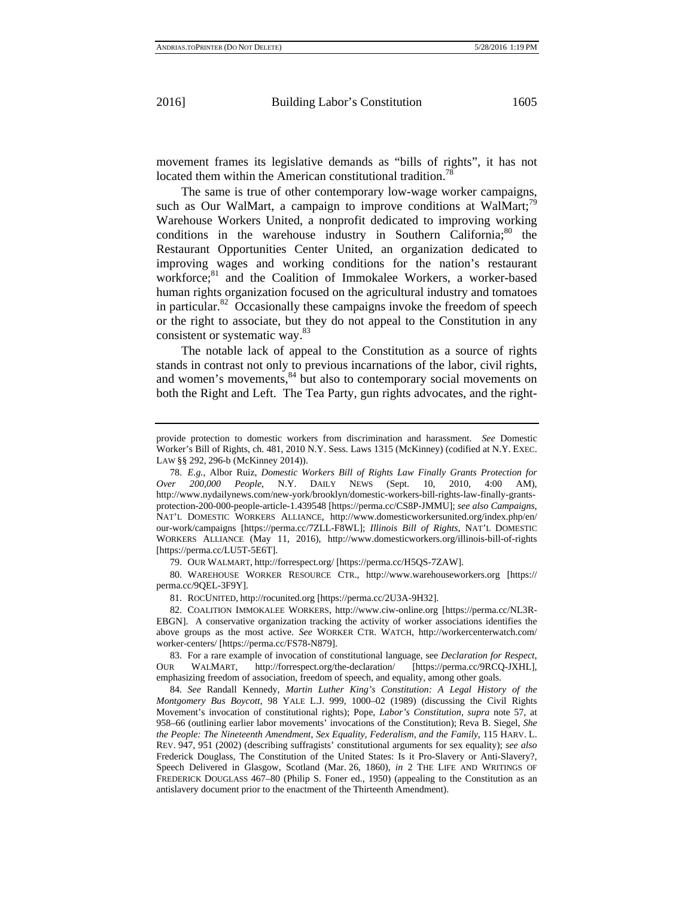movement frames its legislative demands as "bills of rights", it has not located them within the American constitutional tradition.[78]

The same is true of other contemporary low-wage worker campaigns, such as Our WalMart, a campaign to improve conditions at WalMart;[79] Warehouse Workers United, a nonprofit dedicated to improving working conditions in the warehouse industry in Southern California;[80] the Restaurant Opportunities Center United, an organization dedicated to improving wages and working conditions for the nation's restaurant workforce;[81] and the Coalition of Immokalee Workers, a worker-based human rights organization focused on the agricultural industry and tomatoes in particular.[82] Occasionally these campaigns invoke the freedom of speech or the right to associate, but they do not appeal to the Constitution in any consistent or systematic way.[83]

The notable lack of appeal to the Constitution as a source of rights stands in contrast not only to previous incarnations of the labor, civil rights, and women's movements,[84] but also to contemporary social movements on both the Right and Left. The Tea Party, gun rights advocates, and the right-

---

provide protection to domestic workers from discrimination and harassment. *See* Domestic Worker's Bill of Rights, ch. 481, 2010 N.Y. Sess. Laws 1315 (McKinney) (codified at N.Y. EXEC. LAW §§ 292, 296-b (McKinney 2014)).

78. *E.g.*, Albor Ruiz, *Domestic Workers Bill of Rights Law Finally Grants Protection for Over 200,000 People*, N.Y. DAILY NEWS (Sept. 10, 2010, 4:00 AM), http://www.nydailynews.com/new-york/brooklyn/domestic-workers-bill-rights-law-finally-grants-protection-200-000-people-article-1.439548 [https://perma.cc/CS8P-JMMU]; *see also Campaigns*, NAT'L DOMESTIC WORKERS ALLIANCE, http://www.domesticworkersunited.org/index.php/en/our-work/campaigns [https://perma.cc/7ZLL-F8WL]; *Illinois Bill of Rights*, NAT'L DOMESTIC WORKERS ALLIANCE (May 11, 2016), http://www.domesticworkers.org/illinois-bill-of-rights [https://perma.cc/LU5T-5E6T].

79. OUR WALMART, http://forrespect.org/ [https://perma.cc/H5QS-7ZAW].

80. WAREHOUSE WORKER RESOURCE CTR., http://www.warehouseworkers.org [https://perma.cc/9QEL-3F9Y].

81. ROCUNITED, http://rocunited.org [https://perma.cc/2U3A-9H32].

82. COALITION IMMOKALEE WORKERS, http://www.ciw-online.org [https://perma.cc/NL3R-EBGN]. A conservative organization tracking the activity of worker associations identifies the above groups as the most active. *See* WORKER CTR. WATCH, http://workercenterwatch.com/worker-centers/ [https://perma.cc/FS78-N879].

83. For a rare example of invocation of constitutional language, see *Declaration for Respect*, OUR WALMART, http://forrespect.org/the-declaration/ [https://perma.cc/9RCQ-JXHL], emphasizing freedom of association, freedom of speech, and equality, among other goals.

84. *See* Randall Kennedy, *Martin Luther King's Constitution: A Legal History of the Montgomery Bus Boycott*, 98 YALE L.J. 999, 1000–02 (1989) (discussing the Civil Rights Movement's invocation of constitutional rights); Pope, *Labor's Constitution*, *supra* note 57, at 958–66 (outlining earlier labor movements' invocations of the Constitution); Reva B. Siegel, *She the People: The Nineteenth Amendment, Sex Equality, Federalism, and the Family*, 115 HARV. L. REV. 947, 951 (2002) (describing suffragists' constitutional arguments for sex equality); *see also* Frederick Douglass, The Constitution of the United States: Is it Pro-Slavery or Anti-Slavery?, Speech Delivered in Glasgow, Scotland (Mar. 26, 1860), *in* 2 THE LIFE AND WRITINGS OF FREDERICK DOUGLASS 467–80 (Philip S. Foner ed., 1950) (appealing to the Constitution as an antislavery document prior to the enactment of the Thirteenth Amendment).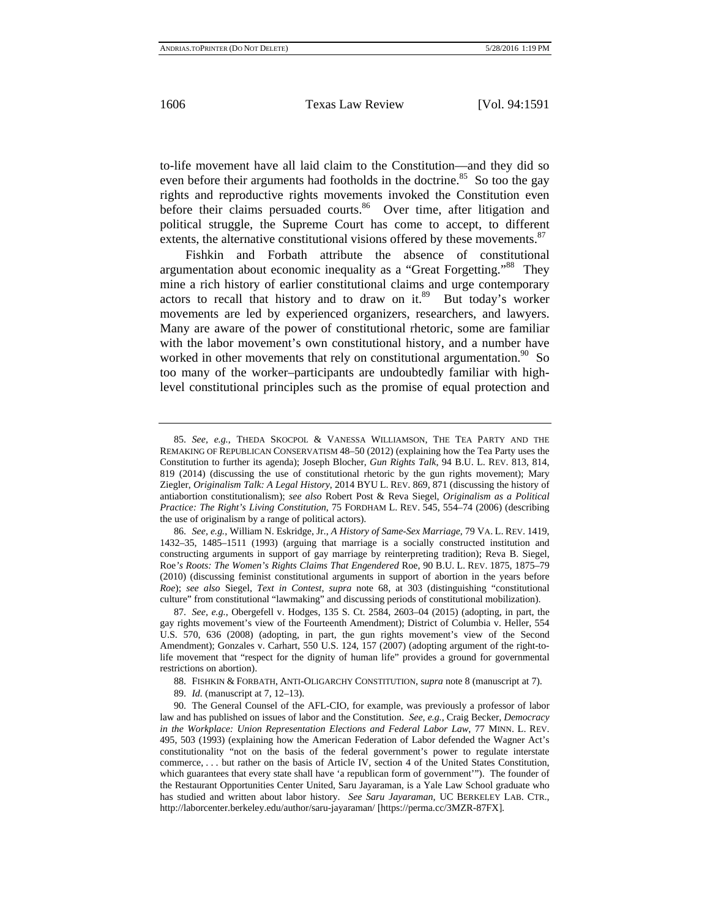to-life movement have all laid claim to the Constitution—and they did so even before their arguments had footholds in the doctrine.[85] So too the gay rights and reproductive rights movements invoked the Constitution even before their claims persuaded courts.[86] Over time, after litigation and political struggle, the Supreme Court has come to accept, to different extents, the alternative constitutional visions offered by these movements.[87]

Fishkin and Forbath attribute the absence of constitutional argumentation about economic inequality as a "Great Forgetting."[88] They mine a rich history of earlier constitutional claims and urge contemporary actors to recall that history and to draw on it.[89] But today's worker movements are led by experienced organizers, researchers, and lawyers. Many are aware of the power of constitutional rhetoric, some are familiar with the labor movement's own constitutional history, and a number have worked in other movements that rely on constitutional argumentation.[90] So too many of the worker–participants are undoubtedly familiar with high-level constitutional principles such as the promise of equal protection and

---

85. *See, e.g.*, THEDA SKOCPOL & VANESSA WILLIAMSON, THE TEA PARTY AND THE REMAKING OF REPUBLICAN CONSERVATISM 48–50 (2012) (explaining how the Tea Party uses the Constitution to further its agenda); Joseph Blocher, *Gun Rights Talk*, 94 B.U. L. REV. 813, 814, 819 (2014) (discussing the use of constitutional rhetoric by the gun rights movement); Mary Ziegler, *Originalism Talk: A Legal History*, 2014 BYU L. REV. 869, 871 (discussing the history of antiabortion constitutionalism); *see also* Robert Post & Reva Siegel, *Originalism as a Political Practice: The Right's Living Constitution*, 75 FORDHAM L. REV. 545, 554–74 (2006) (describing the use of originalism by a range of political actors).

86. *See, e.g.*, William N. Eskridge, Jr., *A History of Same-Sex Marriage*, 79 VA. L. REV. 1419, 1432–35, 1485–1511 (1993) (arguing that marriage is a socially constructed institution and constructing arguments in support of gay marriage by reinterpreting tradition); Reva B. Siegel, Roe*'s Roots: The Women's Rights Claims That Engendered* Roe, 90 B.U. L. REV. 1875, 1875–79 (2010) (discussing feminist constitutional arguments in support of abortion in the years before *Roe*); *see also* Siegel, *Text in Contest*, *supra* note 68, at 303 (distinguishing "constitutional culture" from constitutional "lawmaking" and discussing periods of constitutional mobilization).

87. *See, e.g.*, Obergefell v. Hodges, 135 S. Ct. 2584, 2603–04 (2015) (adopting, in part, the gay rights movement's view of the Fourteenth Amendment); District of Columbia v. Heller, 554 U.S. 570, 636 (2008) (adopting, in part, the gun rights movement's view of the Second Amendment); Gonzales v. Carhart, 550 U.S. 124, 157 (2007) (adopting argument of the right-to-life movement that "respect for the dignity of human life" provides a ground for governmental restrictions on abortion).

88. FISHKIN & FORBATH, ANTI-OLIGARCHY CONSTITUTION, *supra* note 8 (manuscript at 7).

89. *Id.* (manuscript at 7, 12–13).

90. The General Counsel of the AFL-CIO, for example, was previously a professor of labor law and has published on issues of labor and the Constitution. *See, e.g.*, Craig Becker, *Democracy in the Workplace: Union Representation Elections and Federal Labor Law*, 77 MINN. L. REV. 495, 503 (1993) (explaining how the American Federation of Labor defended the Wagner Act's constitutionality "not on the basis of the federal government's power to regulate interstate commerce, . . . but rather on the basis of Article IV, section 4 of the United States Constitution, which guarantees that every state shall have 'a republican form of government'"). The founder of the Restaurant Opportunities Center United, Saru Jayaraman, is a Yale Law School graduate who has studied and written about labor history. *See Saru Jayaraman*, UC BERKELEY LAB. CTR., http://laborcenter.berkeley.edu/author/saru-jayaraman/ [https://perma.cc/3MZR-87FX].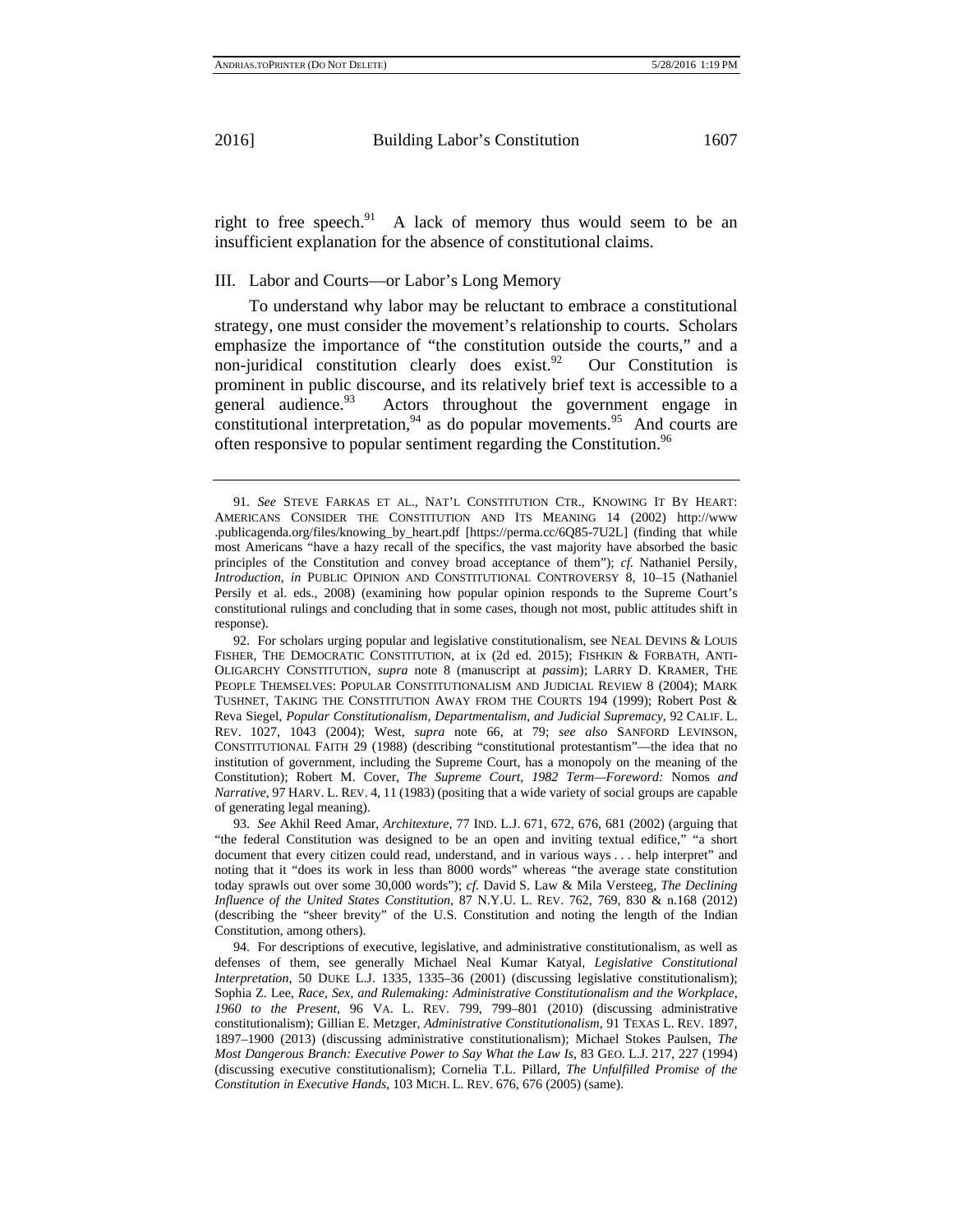right to free speech.[91] A lack of memory thus would seem to be an insufficient explanation for the absence of constitutional claims.

## III. Labor and Courts—or Labor's Long Memory

To understand why labor may be reluctant to embrace a constitutional strategy, one must consider the movement's relationship to courts. Scholars emphasize the importance of "the constitution outside the courts," and a non-juridical constitution clearly does exist.[92] Our Constitution is prominent in public discourse, and its relatively brief text is accessible to a general audience.[93] Actors throughout the government engage in constitutional interpretation,[94] as do popular movements.[95] And courts are often responsive to popular sentiment regarding the Constitution.[96]

---

91. *See* STEVE FARKAS ET AL., NAT'L CONSTITUTION CTR., KNOWING IT BY HEART: AMERICANS CONSIDER THE CONSTITUTION AND ITS MEANING 14 (2002) http://www.publicagenda.org/files/knowing_by_heart.pdf [https://perma.cc/6Q85-7U2L] (finding that while most Americans "have a hazy recall of the specifics, the vast majority have absorbed the basic principles of the Constitution and convey broad acceptance of them"); *cf.* Nathaniel Persily, *Introduction*, *in* PUBLIC OPINION AND CONSTITUTIONAL CONTROVERSY 8, 10–15 (Nathaniel Persily et al. eds., 2008) (examining how popular opinion responds to the Supreme Court's constitutional rulings and concluding that in some cases, though not most, public attitudes shift in response).

92. For scholars urging popular and legislative constitutionalism, see NEAL DEVINS & LOUIS FISHER, THE DEMOCRATIC CONSTITUTION, at ix (2d ed. 2015); FISHKIN & FORBATH, ANTI-OLIGARCHY CONSTITUTION, *supra* note 8 (manuscript at *passim*); LARRY D. KRAMER, THE PEOPLE THEMSELVES: POPULAR CONSTITUTIONALISM AND JUDICIAL REVIEW 8 (2004); MARK TUSHNET, TAKING THE CONSTITUTION AWAY FROM THE COURTS 194 (1999); Robert Post & Reva Siegel, *Popular Constitutionalism, Departmentalism, and Judicial Supremacy*, 92 CALIF. L. REV. 1027, 1043 (2004); West, *supra* note 66, at 79; *see also* SANFORD LEVINSON, CONSTITUTIONAL FAITH 29 (1988) (describing "constitutional protestantism"—the idea that no institution of government, including the Supreme Court, has a monopoly on the meaning of the Constitution); Robert M. Cover, *The Supreme Court, 1982 Term—Foreword:* Nomos *and Narrative*, 97 HARV. L. REV. 4, 11 (1983) (positing that a wide variety of social groups are capable of generating legal meaning).

93. *See* Akhil Reed Amar, *Architexture*, 77 IND. L.J. 671, 672, 676, 681 (2002) (arguing that "the federal Constitution was designed to be an open and inviting textual edifice," "a short document that every citizen could read, understand, and in various ways . . . help interpret" and noting that it "does its work in less than 8000 words" whereas "the average state constitution today sprawls out over some 30,000 words"); *cf.* David S. Law & Mila Versteeg, *The Declining Influence of the United States Constitution*, 87 N.Y.U. L. REV. 762, 769, 830 & n.168 (2012) (describing the "sheer brevity" of the U.S. Constitution and noting the length of the Indian Constitution, among others).

94. For descriptions of executive, legislative, and administrative constitutionalism, as well as defenses of them, see generally Michael Neal Kumar Katyal, *Legislative Constitutional Interpretation*, 50 DUKE L.J. 1335, 1335–36 (2001) (discussing legislative constitutionalism); Sophia Z. Lee, *Race, Sex, and Rulemaking: Administrative Constitutionalism and the Workplace, 1960 to the Present*, 96 VA. L. REV. 799, 799–801 (2010) (discussing administrative constitutionalism); Gillian E. Metzger, *Administrative Constitutionalism*, 91 TEXAS L. REV. 1897, 1897–1900 (2013) (discussing administrative constitutionalism); Michael Stokes Paulsen, *The Most Dangerous Branch: Executive Power to Say What the Law Is*, 83 GEO. L.J. 217, 227 (1994) (discussing executive constitutionalism); Cornelia T.L. Pillard, *The Unfulfilled Promise of the Constitution in Executive Hands*, 103 MICH. L. REV. 676, 676 (2005) (same).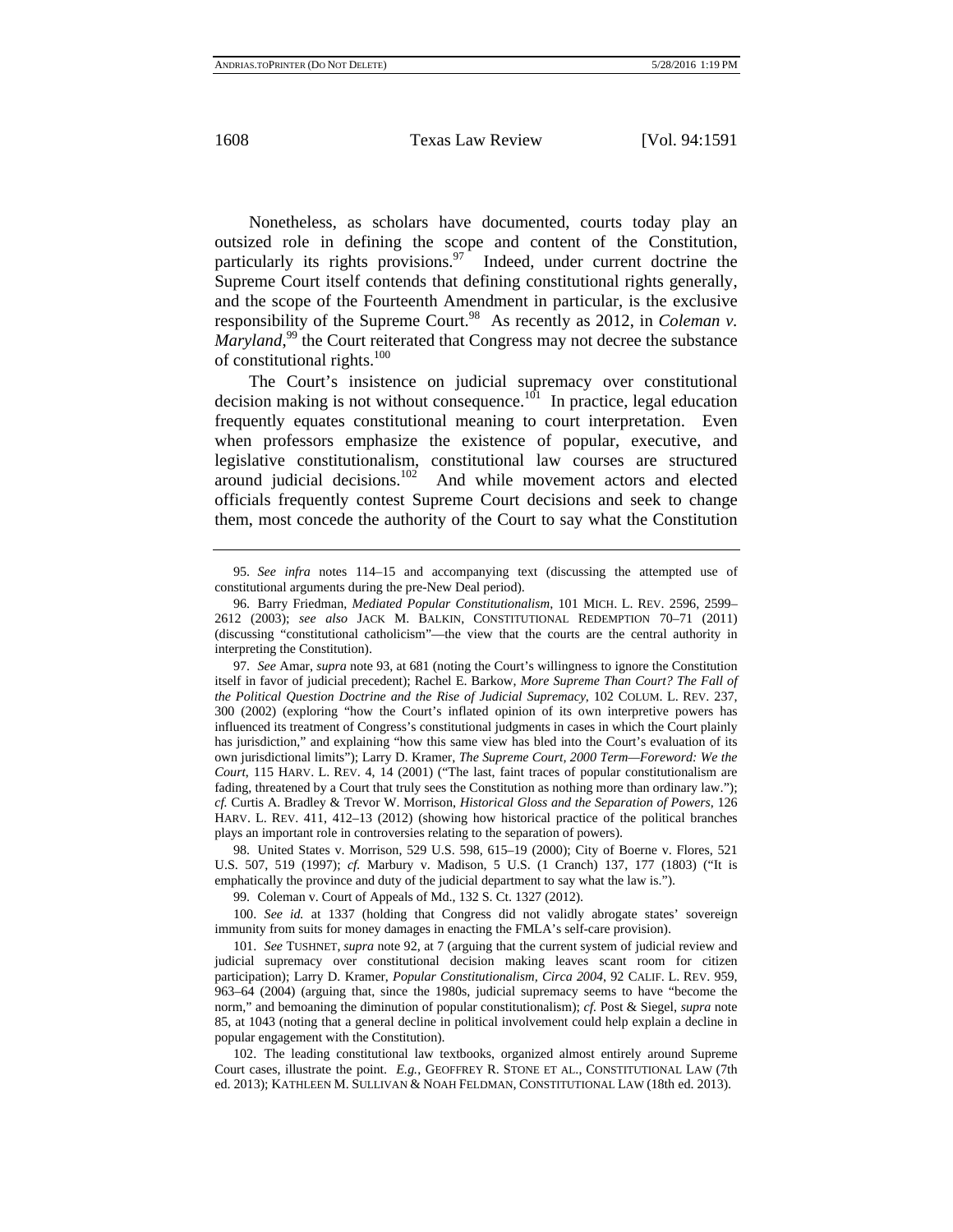Nonetheless, as scholars have documented, courts today play an outsized role in defining the scope and content of the Constitution, particularly its rights provisions.[97] Indeed, under current doctrine the Supreme Court itself contends that defining constitutional rights generally, and the scope of the Fourteenth Amendment in particular, is the exclusive responsibility of the Supreme Court.[98] As recently as 2012, in *Coleman v. Maryland*,[99] the Court reiterated that Congress may not decree the substance of constitutional rights.[100]

The Court's insistence on judicial supremacy over constitutional decision making is not without consequence.[101] In practice, legal education frequently equates constitutional meaning to court interpretation. Even when professors emphasize the existence of popular, executive, and legislative constitutionalism, constitutional law courses are structured around judicial decisions.[102] And while movement actors and elected officials frequently contest Supreme Court decisions and seek to change them, most concede the authority of the Court to say what the Constitution

---

95. *See infra* notes 114–15 and accompanying text (discussing the attempted use of constitutional arguments during the pre-New Deal period).

96. Barry Friedman, *Mediated Popular Constitutionalism*, 101 MICH. L. REV. 2596, 2599–2612 (2003); *see also* JACK M. BALKIN, CONSTITUTIONAL REDEMPTION 70–71 (2011) (discussing "constitutional catholicism"—the view that the courts are the central authority in interpreting the Constitution).

97. *See* Amar, *supra* note 93, at 681 (noting the Court's willingness to ignore the Constitution itself in favor of judicial precedent); Rachel E. Barkow, *More Supreme Than Court? The Fall of the Political Question Doctrine and the Rise of Judicial Supremacy*, 102 COLUM. L. REV. 237, 300 (2002) (exploring "how the Court's inflated opinion of its own interpretive powers has influenced its treatment of Congress's constitutional judgments in cases in which the Court plainly has jurisdiction," and explaining "how this same view has bled into the Court's evaluation of its own jurisdictional limits"); Larry D. Kramer, *The Supreme Court, 2000 Term—Foreword: We the Court*, 115 HARV. L. REV. 4, 14 (2001) ("The last, faint traces of popular constitutionalism are fading, threatened by a Court that truly sees the Constitution as nothing more than ordinary law."); *cf.* Curtis A. Bradley & Trevor W. Morrison, *Historical Gloss and the Separation of Powers*, 126 HARV. L. REV. 411, 412–13 (2012) (showing how historical practice of the political branches plays an important role in controversies relating to the separation of powers).

98. United States v. Morrison, 529 U.S. 598, 615–19 (2000); City of Boerne v. Flores, 521 U.S. 507, 519 (1997); *cf.* Marbury v. Madison, 5 U.S. (1 Cranch) 137, 177 (1803) ("It is emphatically the province and duty of the judicial department to say what the law is.").

99. Coleman v. Court of Appeals of Md., 132 S. Ct. 1327 (2012).

100. *See id.* at 1337 (holding that Congress did not validly abrogate states' sovereign immunity from suits for money damages in enacting the FMLA's self-care provision).

101. *See* TUSHNET, *supra* note 92, at 7 (arguing that the current system of judicial review and judicial supremacy over constitutional decision making leaves scant room for citizen participation); Larry D. Kramer, *Popular Constitutionalism, Circa 2004*, 92 CALIF. L. REV. 959, 963–64 (2004) (arguing that, since the 1980s, judicial supremacy seems to have "become the norm," and bemoaning the diminution of popular constitutionalism); *cf.* Post & Siegel, *supra* note 85, at 1043 (noting that a general decline in political involvement could help explain a decline in popular engagement with the Constitution).

102. The leading constitutional law textbooks, organized almost entirely around Supreme Court cases, illustrate the point. *E.g.*, GEOFFREY R. STONE ET AL., CONSTITUTIONAL LAW (7th ed. 2013); KATHLEEN M. SULLIVAN & NOAH FELDMAN, CONSTITUTIONAL LAW (18th ed. 2013).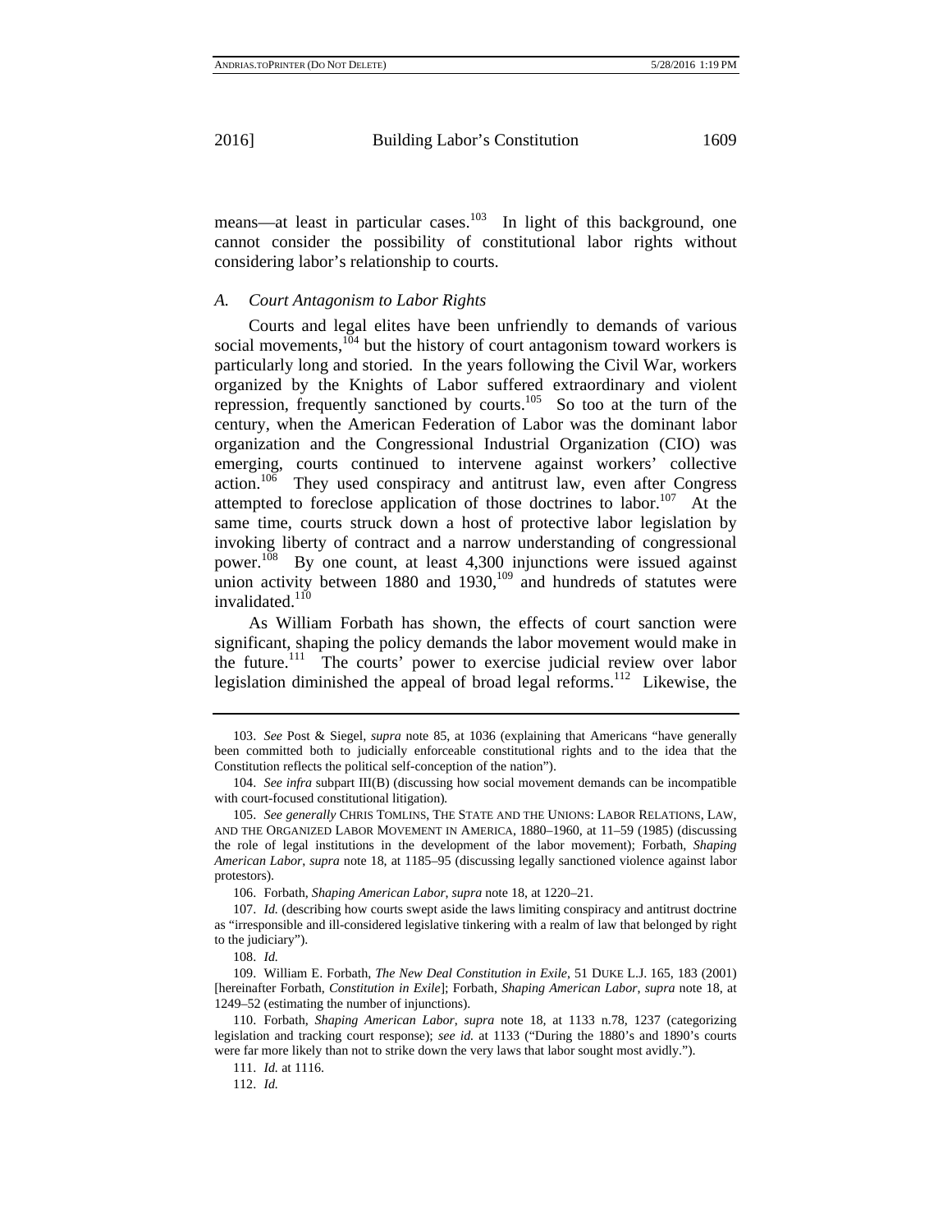means—at least in particular cases.[103] In light of this background, one cannot consider the possibility of constitutional labor rights without considering labor's relationship to courts.

### *A. Court Antagonism to Labor Rights*

Courts and legal elites have been unfriendly to demands of various social movements,[104] but the history of court antagonism toward workers is particularly long and storied. In the years following the Civil War, workers organized by the Knights of Labor suffered extraordinary and violent repression, frequently sanctioned by courts.[105] So too at the turn of the century, when the American Federation of Labor was the dominant labor organization and the Congressional Industrial Organization (CIO) was emerging, courts continued to intervene against workers' collective action.[106] They used conspiracy and antitrust law, even after Congress attempted to foreclose application of those doctrines to labor.[107] At the same time, courts struck down a host of protective labor legislation by invoking liberty of contract and a narrow understanding of congressional power.[108] By one count, at least 4,300 injunctions were issued against union activity between 1880 and 1930,[109] and hundreds of statutes were invalidated.[110]

As William Forbath has shown, the effects of court sanction were significant, shaping the policy demands the labor movement would make in the future.[111] The courts' power to exercise judicial review over labor legislation diminished the appeal of broad legal reforms.[112] Likewise, the

---

103. *See* Post & Siegel, *supra* note 85, at 1036 (explaining that Americans "have generally been committed both to judicially enforceable constitutional rights and to the idea that the Constitution reflects the political self-conception of the nation").

104. *See infra* subpart III(B) (discussing how social movement demands can be incompatible with court-focused constitutional litigation).

105. *See generally* CHRIS TOMLINS, THE STATE AND THE UNIONS: LABOR RELATIONS, LAW, AND THE ORGANIZED LABOR MOVEMENT IN AMERICA, 1880–1960, at 11–59 (1985) (discussing the role of legal institutions in the development of the labor movement); Forbath, *Shaping American Labor*, *supra* note 18, at 1185–95 (discussing legally sanctioned violence against labor protestors).

106. Forbath, *Shaping American Labor*, *supra* note 18, at 1220–21.

107. *Id.* (describing how courts swept aside the laws limiting conspiracy and antitrust doctrine as "irresponsible and ill-considered legislative tinkering with a realm of law that belonged by right to the judiciary").

108. *Id.*

109. William E. Forbath, *The New Deal Constitution in Exile*, 51 DUKE L.J. 165, 183 (2001) [hereinafter Forbath, *Constitution in Exile*]; Forbath, *Shaping American Labor*, *supra* note 18, at 1249–52 (estimating the number of injunctions).

110. Forbath, *Shaping American Labor*, *supra* note 18, at 1133 n.78, 1237 (categorizing legislation and tracking court response); *see id.* at 1133 ("During the 1880's and 1890's courts were far more likely than not to strike down the very laws that labor sought most avidly.").

111. *Id.* at 1116.

112. *Id.*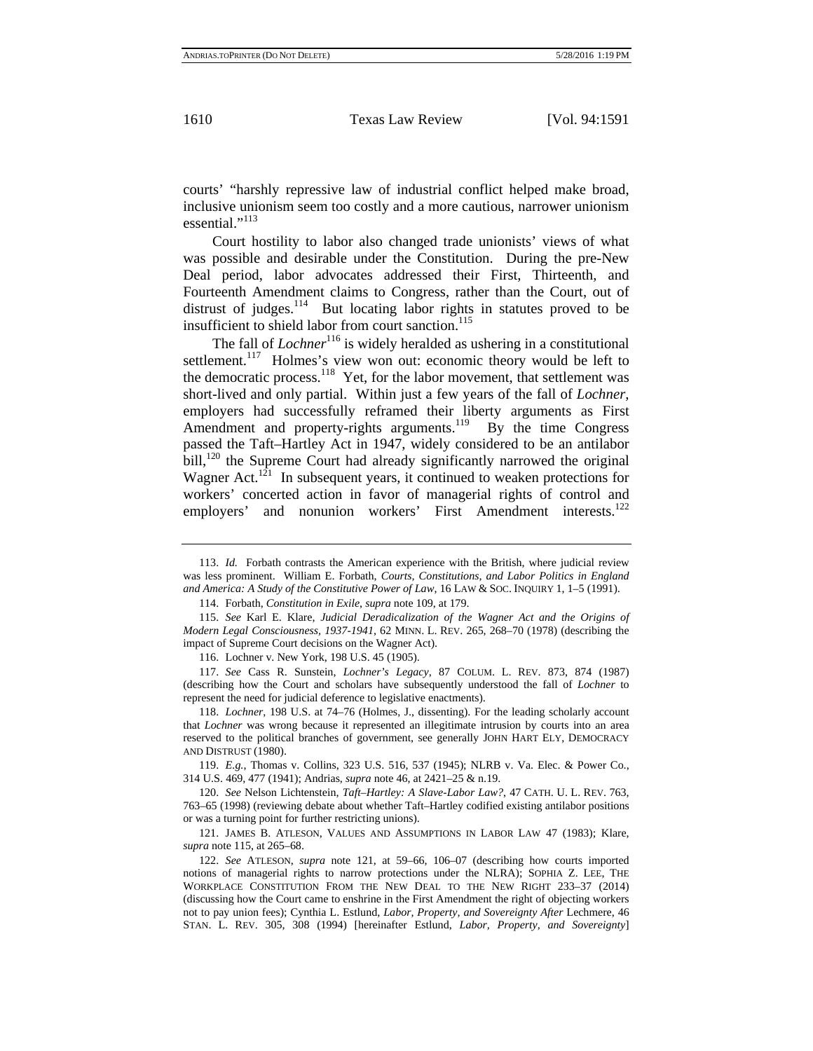courts' "harshly repressive law of industrial conflict helped make broad, inclusive unionism seem too costly and a more cautious, narrower unionism essential."[113]

Court hostility to labor also changed trade unionists' views of what was possible and desirable under the Constitution. During the pre-New Deal period, labor advocates addressed their First, Thirteenth, and Fourteenth Amendment claims to Congress, rather than the Court, out of distrust of judges.[114] But locating labor rights in statutes proved to be insufficient to shield labor from court sanction.[115]

The fall of *Lochner*[116] is widely heralded as ushering in a constitutional settlement.[117] Holmes's view won out: economic theory would be left to the democratic process.[118] Yet, for the labor movement, that settlement was short-lived and only partial. Within just a few years of the fall of *Lochner*, employers had successfully reframed their liberty arguments as First Amendment and property-rights arguments.[119] By the time Congress passed the Taft–Hartley Act in 1947, widely considered to be an antilabor bill,[120] the Supreme Court had already significantly narrowed the original Wagner Act.[121] In subsequent years, it continued to weaken protections for workers' concerted action in favor of managerial rights of control and employers' and nonunion workers' First Amendment interests.[122]

---

113. *Id.* Forbath contrasts the American experience with the British, where judicial review was less prominent. William E. Forbath, *Courts, Constitutions, and Labor Politics in England and America: A Study of the Constitutive Power of Law*, 16 LAW & SOC. INQUIRY 1, 1–5 (1991).

114. Forbath, *Constitution in Exile*, *supra* note 109, at 179.

115. *See* Karl E. Klare, *Judicial Deradicalization of the Wagner Act and the Origins of Modern Legal Consciousness, 1937-1941*, 62 MINN. L. REV. 265, 268–70 (1978) (describing the impact of Supreme Court decisions on the Wagner Act).

116. Lochner v. New York, 198 U.S. 45 (1905).

117. *See* Cass R. Sunstein, *Lochner's Legacy*, 87 COLUM. L. REV. 873, 874 (1987) (describing how the Court and scholars have subsequently understood the fall of *Lochner* to represent the need for judicial deference to legislative enactments).

118. *Lochner*, 198 U.S. at 74–76 (Holmes, J., dissenting). For the leading scholarly account that *Lochner* was wrong because it represented an illegitimate intrusion by courts into an area reserved to the political branches of government, see generally JOHN HART ELY, DEMOCRACY AND DISTRUST (1980).

119. *E.g.*, Thomas v. Collins, 323 U.S. 516, 537 (1945); NLRB v. Va. Elec. & Power Co., 314 U.S. 469, 477 (1941); Andrias, *supra* note 46, at 2421–25 & n.19.

120. *See* Nelson Lichtenstein, *Taft–Hartley: A Slave-Labor Law?*, 47 CATH. U. L. REV. 763, 763–65 (1998) (reviewing debate about whether Taft–Hartley codified existing antilabor positions or was a turning point for further restricting unions).

121. JAMES B. ATLESON, VALUES AND ASSUMPTIONS IN LABOR LAW 47 (1983); Klare, *supra* note 115, at 265–68.

122. *See* ATLESON, *supra* note 121, at 59–66, 106–07 (describing how courts imported notions of managerial rights to narrow protections under the NLRA); SOPHIA Z. LEE, THE WORKPLACE CONSTITUTION FROM THE NEW DEAL TO THE NEW RIGHT 233–37 (2014) (discussing how the Court came to enshrine in the First Amendment the right of objecting workers not to pay union fees); Cynthia L. Estlund, *Labor, Property, and Sovereignty After* Lechmere, 46 STAN. L. REV. 305, 308 (1994) [hereinafter Estlund, *Labor, Property, and Sovereignty*]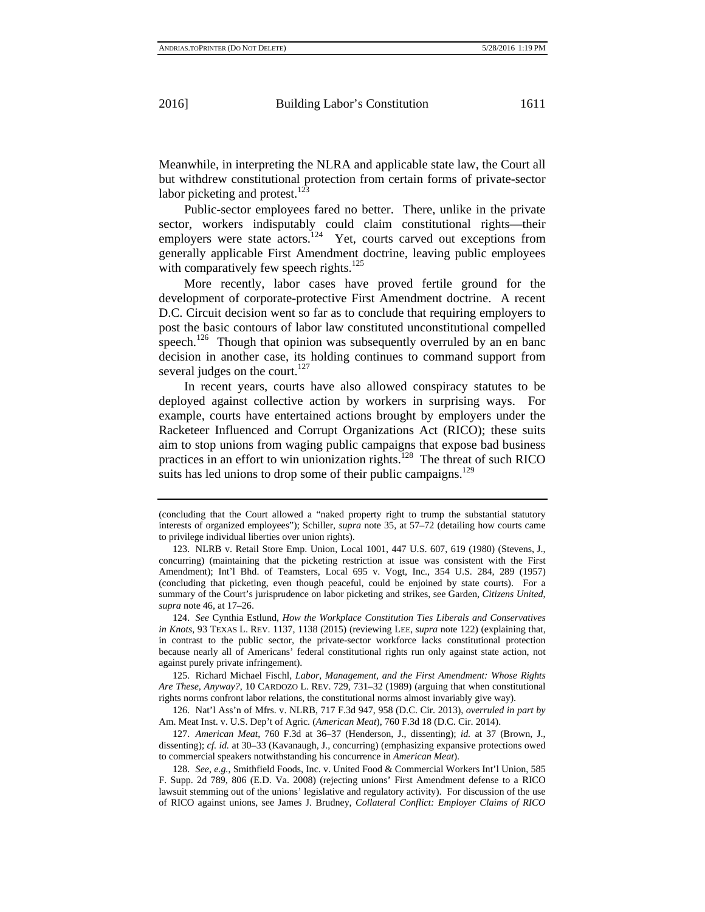Meanwhile, in interpreting the NLRA and applicable state law, the Court all but withdrew constitutional protection from certain forms of private-sector labor picketing and protest.[123]

Public-sector employees fared no better. There, unlike in the private sector, workers indisputably could claim constitutional rights—their employers were state actors.[124] Yet, courts carved out exceptions from generally applicable First Amendment doctrine, leaving public employees with comparatively few speech rights.[125]

More recently, labor cases have proved fertile ground for the development of corporate-protective First Amendment doctrine. A recent D.C. Circuit decision went so far as to conclude that requiring employers to post the basic contours of labor law constituted unconstitutional compelled speech.[126] Though that opinion was subsequently overruled by an en banc decision in another case, its holding continues to command support from several judges on the court.[127]

In recent years, courts have also allowed conspiracy statutes to be deployed against collective action by workers in surprising ways. For example, courts have entertained actions brought by employers under the Racketeer Influenced and Corrupt Organizations Act (RICO); these suits aim to stop unions from waging public campaigns that expose bad business practices in an effort to win unionization rights.[128] The threat of such RICO suits has led unions to drop some of their public campaigns.[129]

---

(concluding that the Court allowed a "naked property right to trump the substantial statutory interests of organized employees"); Schiller, *supra* note 35, at 57–72 (detailing how courts came to privilege individual liberties over union rights).

123. NLRB v. Retail Store Emp. Union, Local 1001, 447 U.S. 607, 619 (1980) (Stevens, J., concurring) (maintaining that the picketing restriction at issue was consistent with the First Amendment); Int'l Bhd. of Teamsters, Local 695 v. Vogt, Inc., 354 U.S. 284, 289 (1957) (concluding that picketing, even though peaceful, could be enjoined by state courts). For a summary of the Court's jurisprudence on labor picketing and strikes, see Garden, *Citizens United*, *supra* note 46, at 17–26.

124. *See* Cynthia Estlund, *How the Workplace Constitution Ties Liberals and Conservatives in Knots*, 93 TEXAS L. REV. 1137, 1138 (2015) (reviewing LEE, *supra* note 122) (explaining that, in contrast to the public sector, the private-sector workforce lacks constitutional protection because nearly all of Americans' federal constitutional rights run only against state action, not against purely private infringement).

125. Richard Michael Fischl, *Labor, Management, and the First Amendment: Whose Rights Are These, Anyway?*, 10 CARDOZO L. REV. 729, 731–32 (1989) (arguing that when constitutional rights norms confront labor relations, the constitutional norms almost invariably give way).

126. Nat'l Ass'n of Mfrs. v. NLRB, 717 F.3d 947, 958 (D.C. Cir. 2013), *overruled in part by* Am. Meat Inst. v. U.S. Dep't of Agric. (*American Meat*), 760 F.3d 18 (D.C. Cir. 2014).

127. *American Meat*, 760 F.3d at 36–37 (Henderson, J., dissenting); *id.* at 37 (Brown, J., dissenting); *cf. id.* at 30–33 (Kavanaugh, J., concurring) (emphasizing expansive protections owed to commercial speakers notwithstanding his concurrence in *American Meat*).

128. *See, e.g.*, Smithfield Foods, Inc. v. United Food & Commercial Workers Int'l Union, 585 F. Supp. 2d 789, 806 (E.D. Va. 2008) (rejecting unions' First Amendment defense to a RICO lawsuit stemming out of the unions' legislative and regulatory activity). For discussion of the use of RICO against unions, see James J. Brudney, *Collateral Conflict: Employer Claims of RICO*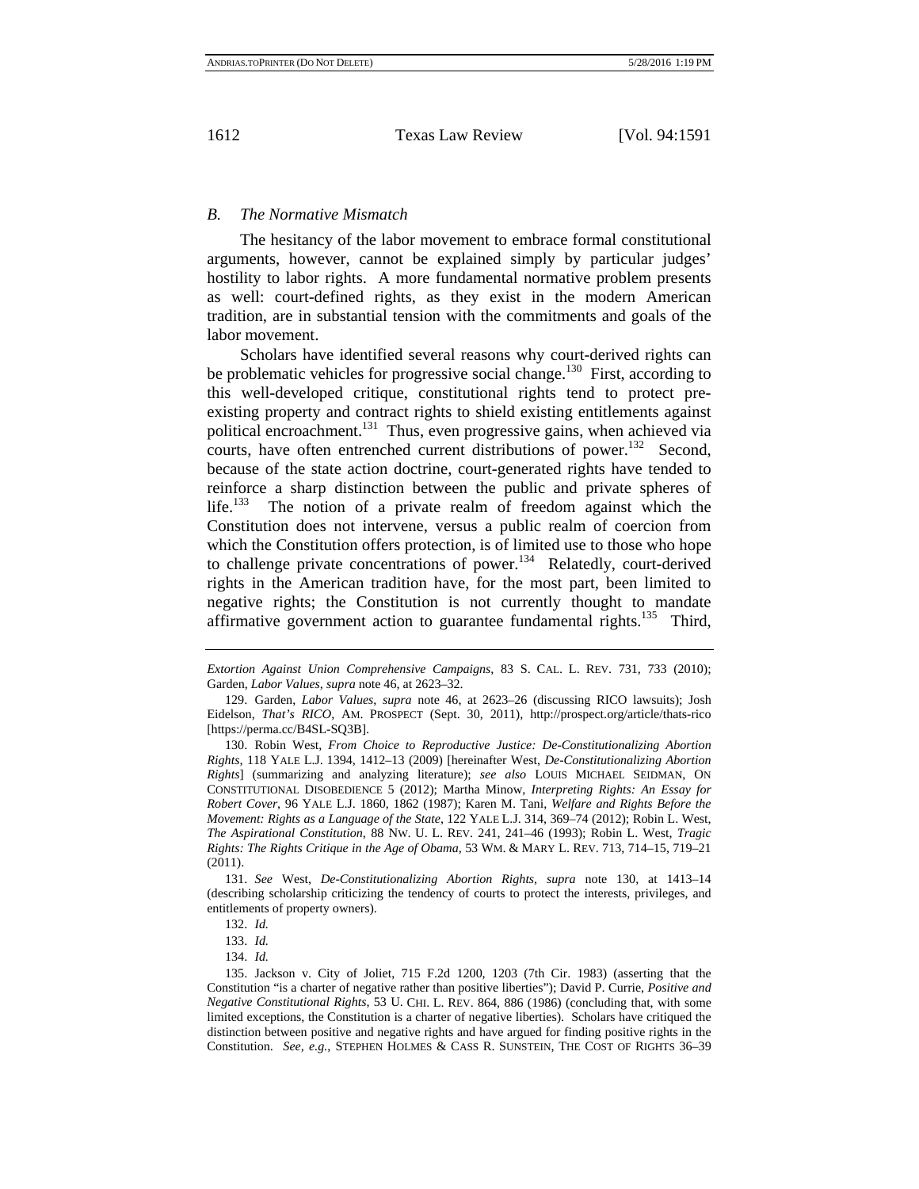### *B. The Normative Mismatch*

The hesitancy of the labor movement to embrace formal constitutional arguments, however, cannot be explained simply by particular judges' hostility to labor rights. A more fundamental normative problem presents as well: court-defined rights, as they exist in the modern American tradition, are in substantial tension with the commitments and goals of the labor movement.

Scholars have identified several reasons why court-derived rights can be problematic vehicles for progressive social change.[130] First, according to this well-developed critique, constitutional rights tend to protect pre-existing property and contract rights to shield existing entitlements against political encroachment.[131] Thus, even progressive gains, when achieved via courts, have often entrenched current distributions of power.[132] Second, because of the state action doctrine, court-generated rights have tended to reinforce a sharp distinction between the public and private spheres of life.[133] The notion of a private realm of freedom against which the Constitution does not intervene, versus a public realm of coercion from which the Constitution offers protection, is of limited use to those who hope to challenge private concentrations of power.[134] Relatedly, court-derived rights in the American tradition have, for the most part, been limited to negative rights; the Constitution is not currently thought to mandate affirmative government action to guarantee fundamental rights.[135] Third,

---

*Extortion Against Union Comprehensive Campaigns*, 83 S. CAL. L. REV. 731, 733 (2010); Garden, *Labor Values*, *supra* note 46, at 2623–32.

129. Garden, *Labor Values*, *supra* note 46, at 2623–26 (discussing RICO lawsuits); Josh Eidelson, *That's RICO*, AM. PROSPECT (Sept. 30, 2011), http://prospect.org/article/thats-rico [https://perma.cc/B4SL-SQ3B].

130. Robin West, *From Choice to Reproductive Justice: De-Constitutionalizing Abortion Rights*, 118 YALE L.J. 1394, 1412–13 (2009) [hereinafter West, *De-Constitutionalizing Abortion Rights*] (summarizing and analyzing literature); *see also* LOUIS MICHAEL SEIDMAN, ON CONSTITUTIONAL DISOBEDIENCE 5 (2012); Martha Minow, *Interpreting Rights: An Essay for Robert Cover*, 96 YALE L.J. 1860, 1862 (1987); Karen M. Tani, *Welfare and Rights Before the Movement: Rights as a Language of the State*, 122 YALE L.J. 314, 369–74 (2012); Robin L. West, *The Aspirational Constitution*, 88 NW. U. L. REV. 241, 241–46 (1993); Robin L. West, *Tragic Rights: The Rights Critique in the Age of Obama*, 53 WM. & MARY L. REV. 713, 714–15, 719–21 (2011).

131. *See* West, *De-Constitutionalizing Abortion Rights*, *supra* note 130, at 1413–14 (describing scholarship criticizing the tendency of courts to protect the interests, privileges, and entitlements of property owners).

132. *Id.*

133. *Id.*

134. *Id.*

135. Jackson v. City of Joliet, 715 F.2d 1200, 1203 (7th Cir. 1983) (asserting that the Constitution "is a charter of negative rather than positive liberties"); David P. Currie, *Positive and Negative Constitutional Rights*, 53 U. CHI. L. REV. 864, 886 (1986) (concluding that, with some limited exceptions, the Constitution is a charter of negative liberties). Scholars have critiqued the distinction between positive and negative rights and have argued for finding positive rights in the Constitution. *See, e.g.*, STEPHEN HOLMES & CASS R. SUNSTEIN, THE COST OF RIGHTS 36–39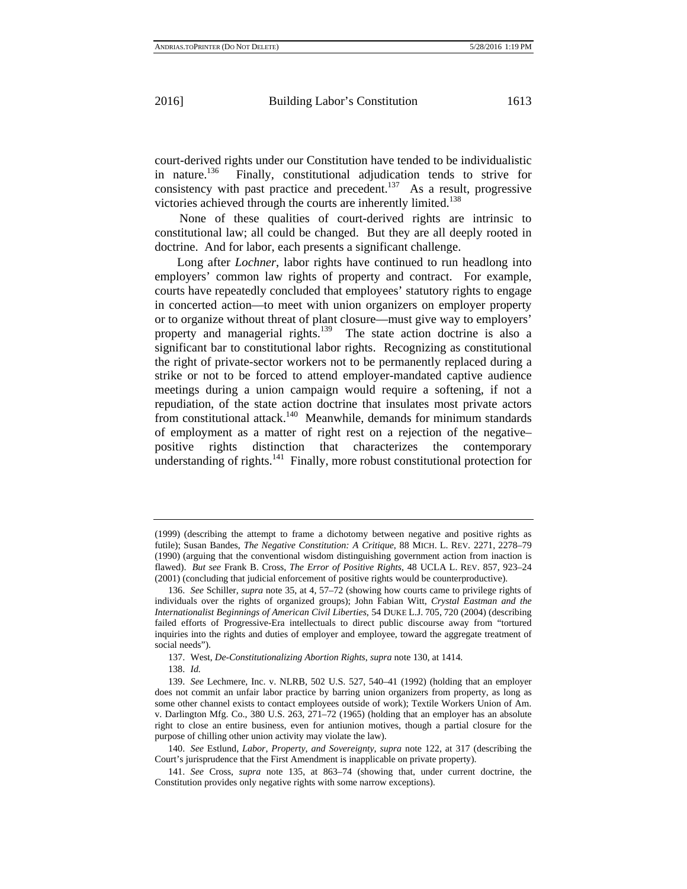court-derived rights under our Constitution have tended to be individualistic in nature.[136] Finally, constitutional adjudication tends to strive for consistency with past practice and precedent.[137] As a result, progressive victories achieved through the courts are inherently limited.[138]

None of these qualities of court-derived rights are intrinsic to constitutional law; all could be changed. But they are all deeply rooted in doctrine. And for labor, each presents a significant challenge.

Long after *Lochner*, labor rights have continued to run headlong into employers' common law rights of property and contract. For example, courts have repeatedly concluded that employees' statutory rights to engage in concerted action—to meet with union organizers on employer property or to organize without threat of plant closure—must give way to employers' property and managerial rights.[139] The state action doctrine is also a significant bar to constitutional labor rights. Recognizing as constitutional the right of private-sector workers not to be permanently replaced during a strike or not to be forced to attend employer-mandated captive audience meetings during a union campaign would require a softening, if not a repudiation, of the state action doctrine that insulates most private actors from constitutional attack.[140] Meanwhile, demands for minimum standards of employment as a matter of right rest on a rejection of the negative–positive rights distinction that characterizes the contemporary understanding of rights.[141] Finally, more robust constitutional protection for

---

(1999) (describing the attempt to frame a dichotomy between negative and positive rights as futile); Susan Bandes, *The Negative Constitution: A Critique*, 88 MICH. L. REV. 2271, 2278–79 (1990) (arguing that the conventional wisdom distinguishing government action from inaction is flawed). *But see* Frank B. Cross, *The Error of Positive Rights*, 48 UCLA L. REV. 857, 923–24 (2001) (concluding that judicial enforcement of positive rights would be counterproductive).

136. *See* Schiller, *supra* note 35, at 4, 57–72 (showing how courts came to privilege rights of individuals over the rights of organized groups); John Fabian Witt, *Crystal Eastman and the Internationalist Beginnings of American Civil Liberties*, 54 DUKE L.J. 705, 720 (2004) (describing failed efforts of Progressive-Era intellectuals to direct public discourse away from "tortured inquiries into the rights and duties of employer and employee, toward the aggregate treatment of social needs").

137. West, *De-Constitutionalizing Abortion Rights*, *supra* note 130, at 1414.

138. *Id.*

139. *See* Lechmere, Inc. v. NLRB, 502 U.S. 527, 540–41 (1992) (holding that an employer does not commit an unfair labor practice by barring union organizers from property, as long as some other channel exists to contact employees outside of work); Textile Workers Union of Am. v. Darlington Mfg. Co., 380 U.S. 263, 271–72 (1965) (holding that an employer has an absolute right to close an entire business, even for antiunion motives, though a partial closure for the purpose of chilling other union activity may violate the law).

140. *See* Estlund, *Labor, Property, and Sovereignty*, *supra* note 122, at 317 (describing the Court's jurisprudence that the First Amendment is inapplicable on private property).

141. *See* Cross, *supra* note 135, at 863–74 (showing that, under current doctrine, the Constitution provides only negative rights with some narrow exceptions).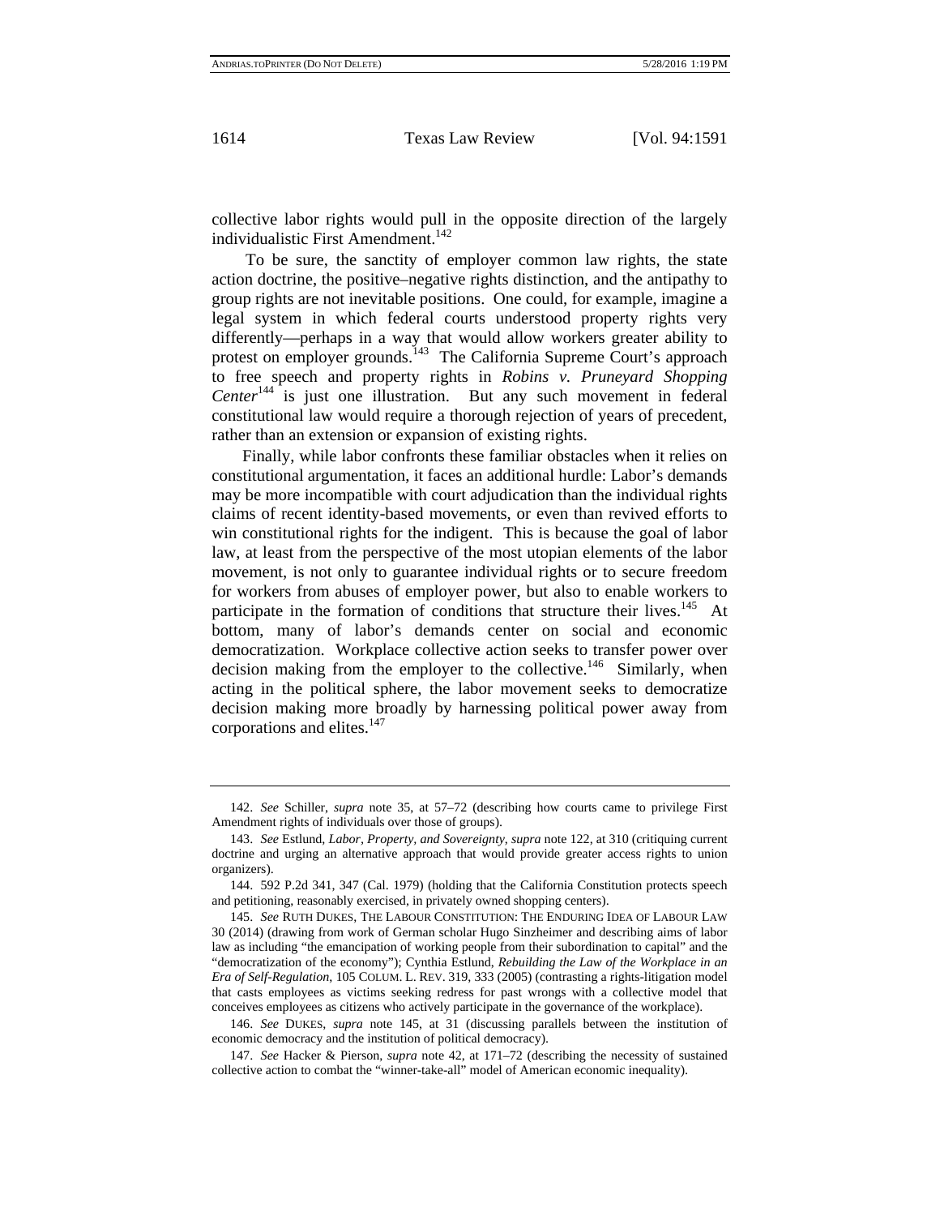collective labor rights would pull in the opposite direction of the largely individualistic First Amendment.[142]

To be sure, the sanctity of employer common law rights, the state action doctrine, the positive–negative rights distinction, and the antipathy to group rights are not inevitable positions. One could, for example, imagine a legal system in which federal courts understood property rights very differently—perhaps in a way that would allow workers greater ability to protest on employer grounds.[143] The California Supreme Court's approach to free speech and property rights in *Robins v. Pruneyard Shopping Center*[144] is just one illustration. But any such movement in federal constitutional law would require a thorough rejection of years of precedent, rather than an extension or expansion of existing rights.

Finally, while labor confronts these familiar obstacles when it relies on constitutional argumentation, it faces an additional hurdle: Labor's demands may be more incompatible with court adjudication than the individual rights claims of recent identity-based movements, or even than revived efforts to win constitutional rights for the indigent. This is because the goal of labor law, at least from the perspective of the most utopian elements of the labor movement, is not only to guarantee individual rights or to secure freedom for workers from abuses of employer power, but also to enable workers to participate in the formation of conditions that structure their lives.[145] At bottom, many of labor's demands center on social and economic democratization. Workplace collective action seeks to transfer power over decision making from the employer to the collective.[146] Similarly, when acting in the political sphere, the labor movement seeks to democratize decision making more broadly by harnessing political power away from corporations and elites.[147]

---

142. *See* Schiller, *supra* note 35, at 57–72 (describing how courts came to privilege First Amendment rights of individuals over those of groups).

143. *See* Estlund, *Labor, Property, and Sovereignty*, *supra* note 122, at 310 (critiquing current doctrine and urging an alternative approach that would provide greater access rights to union organizers).

144. 592 P.2d 341, 347 (Cal. 1979) (holding that the California Constitution protects speech and petitioning, reasonably exercised, in privately owned shopping centers).

145. *See* RUTH DUKES, THE LABOUR CONSTITUTION: THE ENDURING IDEA OF LABOUR LAW 30 (2014) (drawing from work of German scholar Hugo Sinzheimer and describing aims of labor law as including "the emancipation of working people from their subordination to capital" and the "democratization of the economy"); Cynthia Estlund, *Rebuilding the Law of the Workplace in an Era of Self-Regulation*, 105 COLUM. L. REV. 319, 333 (2005) (contrasting a rights-litigation model that casts employees as victims seeking redress for past wrongs with a collective model that conceives employees as citizens who actively participate in the governance of the workplace).

146. *See* DUKES, *supra* note 145, at 31 (discussing parallels between the institution of economic democracy and the institution of political democracy).

147. *See* Hacker & Pierson, *supra* note 42, at 171–72 (describing the necessity of sustained collective action to combat the "winner-take-all" model of American economic inequality).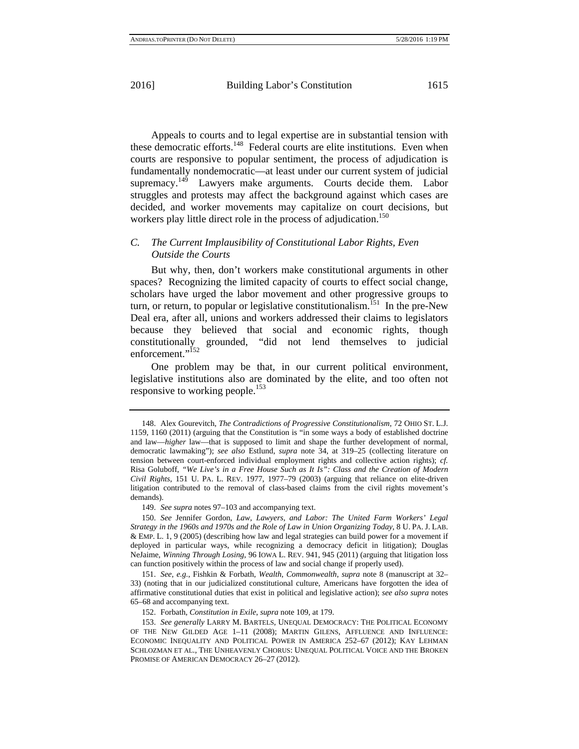Appeals to courts and to legal expertise are in substantial tension with these democratic efforts.[148] Federal courts are elite institutions. Even when courts are responsive to popular sentiment, the process of adjudication is fundamentally nondemocratic—at least under our current system of judicial supremacy.[149] Lawyers make arguments. Courts decide them. Labor struggles and protests may affect the background against which cases are decided, and worker movements may capitalize on court decisions, but workers play little direct role in the process of adjudication.[150]

### C. *The Current Implausibility of Constitutional Labor Rights, Even Outside the Courts*

But why, then, don't workers make constitutional arguments in other spaces? Recognizing the limited capacity of courts to effect social change, scholars have urged the labor movement and other progressive groups to turn, or return, to popular or legislative constitutionalism.[151] In the pre-New Deal era, after all, unions and workers addressed their claims to legislators because they believed that social and economic rights, though constitutionally grounded, "did not lend themselves to judicial enforcement."[152]

One problem may be that, in our current political environment, legislative institutions also are dominated by the elite, and too often not responsive to working people.[153]

---

148. Alex Gourevitch, *The Contradictions of Progressive Constitutionalism*, 72 OHIO ST. L.J. 1159, 1160 (2011) (arguing that the Constitution is "in some ways a body of established doctrine and law—*higher* law—that is supposed to limit and shape the further development of normal, democratic lawmaking"); *see also* Estlund, *supra* note 34, at 319–25 (collecting literature on tension between court-enforced individual employment rights and collective action rights); *cf.* Risa Goluboff, *"We Live's in a Free House Such as It Is": Class and the Creation of Modern Civil Rights*, 151 U. PA. L. REV. 1977, 1977–79 (2003) (arguing that reliance on elite-driven litigation contributed to the removal of class-based claims from the civil rights movement's demands).

149. *See supra* notes 97–103 and accompanying text.

150. *See* Jennifer Gordon, *Law, Lawyers, and Labor: The United Farm Workers' Legal Strategy in the 1960s and 1970s and the Role of Law in Union Organizing Today*, 8 U. PA. J. LAB. & EMP. L. 1, 9 (2005) (describing how law and legal strategies can build power for a movement if deployed in particular ways, while recognizing a democracy deficit in litigation); Douglas NeJaime, *Winning Through Losing*, 96 IOWA L. REV. 941, 945 (2011) (arguing that litigation loss can function positively within the process of law and social change if properly used).

151. *See, e.g.*, Fishkin & Forbath, *Wealth, Commonwealth*, *supra* note 8 (manuscript at 32–33) (noting that in our judicialized constitutional culture, Americans have forgotten the idea of affirmative constitutional duties that exist in political and legislative action); *see also supra* notes 65–68 and accompanying text.

152. Forbath, *Constitution in Exile*, *supra* note 109, at 179.

153. *See generally* LARRY M. BARTELS, UNEQUAL DEMOCRACY: THE POLITICAL ECONOMY OF THE NEW GILDED AGE 1–11 (2008); MARTIN GILENS, AFFLUENCE AND INFLUENCE: ECONOMIC INEQUALITY AND POLITICAL POWER IN AMERICA 252–67 (2012); KAY LEHMAN SCHLOZMAN ET AL., THE UNHEAVENLY CHORUS: UNEQUAL POLITICAL VOICE AND THE BROKEN PROMISE OF AMERICAN DEMOCRACY 26–27 (2012).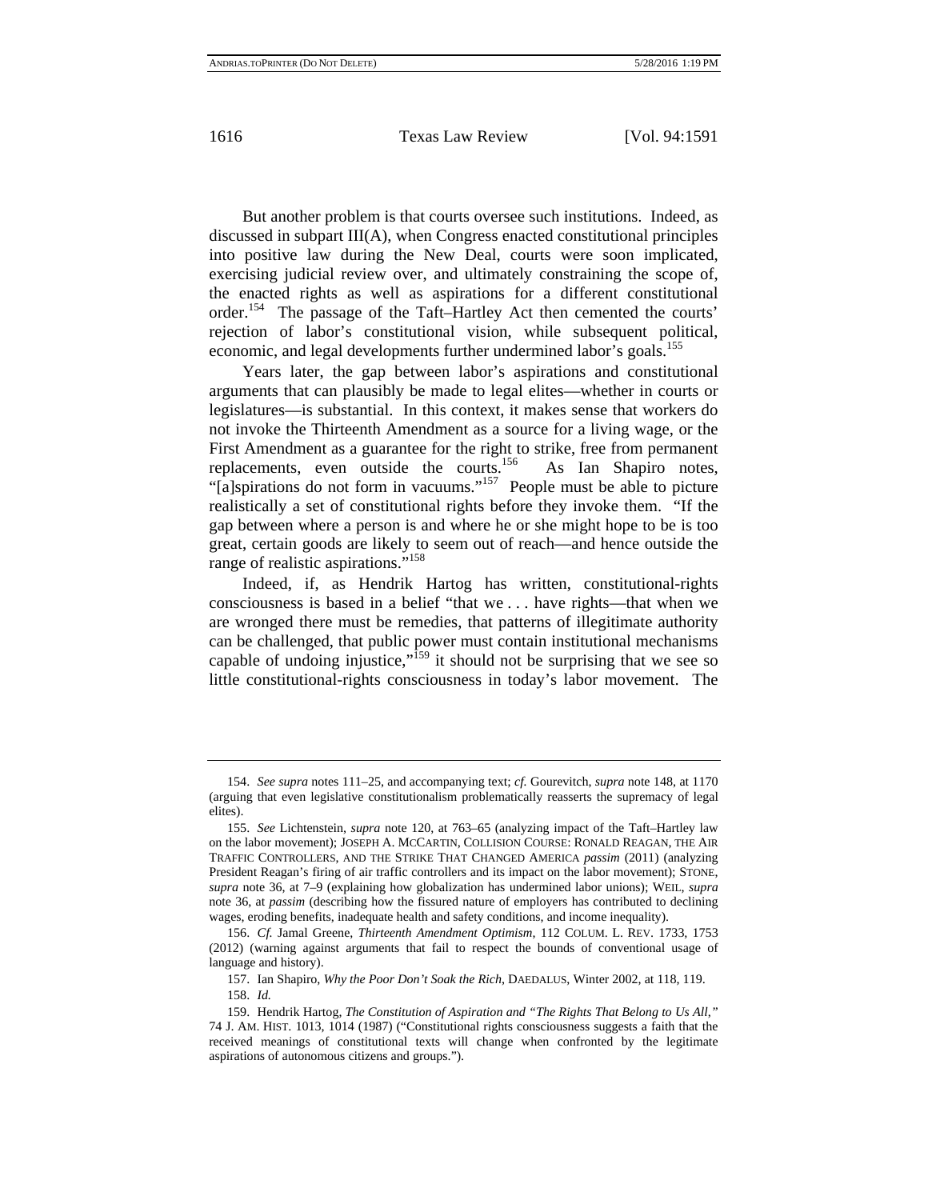But another problem is that courts oversee such institutions. Indeed, as discussed in subpart III(A), when Congress enacted constitutional principles into positive law during the New Deal, courts were soon implicated, exercising judicial review over, and ultimately constraining the scope of, the enacted rights as well as aspirations for a different constitutional order.[154] The passage of the Taft–Hartley Act then cemented the courts' rejection of labor's constitutional vision, while subsequent political, economic, and legal developments further undermined labor's goals.[155]

Years later, the gap between labor's aspirations and constitutional arguments that can plausibly be made to legal elites—whether in courts or legislatures—is substantial. In this context, it makes sense that workers do not invoke the Thirteenth Amendment as a source for a living wage, or the First Amendment as a guarantee for the right to strike, free from permanent replacements, even outside the courts.[156] As Ian Shapiro notes, "[a]spirations do not form in vacuums."[157] People must be able to picture realistically a set of constitutional rights before they invoke them. "If the gap between where a person is and where he or she might hope to be is too great, certain goods are likely to seem out of reach—and hence outside the range of realistic aspirations."[158]

Indeed, if, as Hendrik Hartog has written, constitutional-rights consciousness is based in a belief "that we . . . have rights—that when we are wronged there must be remedies, that patterns of illegitimate authority can be challenged, that public power must contain institutional mechanisms capable of undoing injustice,"[159] it should not be surprising that we see so little constitutional-rights consciousness in today's labor movement. The

---

154. *See supra* notes 111–25, and accompanying text; *cf.* Gourevitch, *supra* note 148, at 1170 (arguing that even legislative constitutionalism problematically reasserts the supremacy of legal elites).

155. *See* Lichtenstein, *supra* note 120, at 763–65 (analyzing impact of the Taft–Hartley law on the labor movement); JOSEPH A. MCCARTIN, COLLISION COURSE: RONALD REAGAN, THE AIR TRAFFIC CONTROLLERS, AND THE STRIKE THAT CHANGED AMERICA *passim* (2011) (analyzing President Reagan's firing of air traffic controllers and its impact on the labor movement); STONE, *supra* note 36, at 7–9 (explaining how globalization has undermined labor unions); WEIL, *supra* note 36, at *passim* (describing how the fissured nature of employers has contributed to declining wages, eroding benefits, inadequate health and safety conditions, and income inequality).

156. *Cf.* Jamal Greene, *Thirteenth Amendment Optimism*, 112 COLUM. L. REV. 1733, 1753 (2012) (warning against arguments that fail to respect the bounds of conventional usage of language and history).

157. Ian Shapiro, *Why the Poor Don't Soak the Rich*, DAEDALUS, Winter 2002, at 118, 119.

158. *Id.*

159. Hendrik Hartog, *The Constitution of Aspiration and "The Rights That Belong to Us All,"* 74 J. AM. HIST. 1013, 1014 (1987) ("Constitutional rights consciousness suggests a faith that the received meanings of constitutional texts will change when confronted by the legitimate aspirations of autonomous citizens and groups.").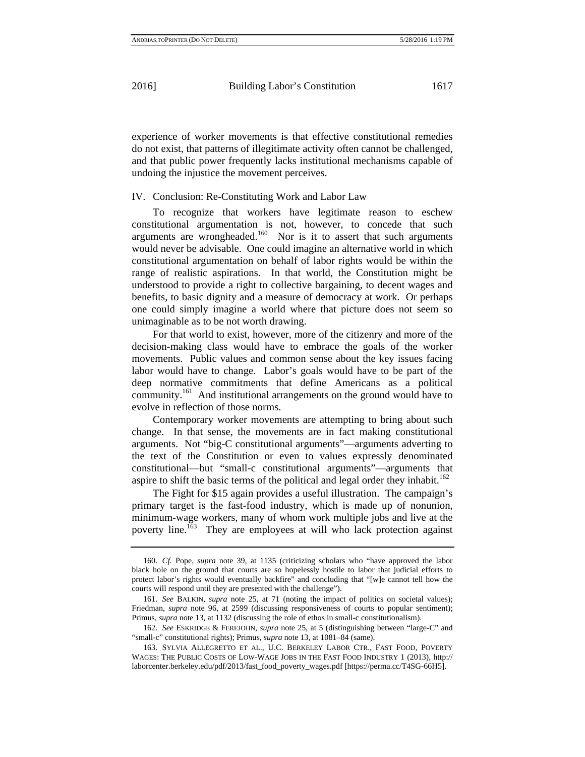experience of worker movements is that effective constitutional remedies do not exist, that patterns of illegitimate activity often cannot be challenged, and that public power frequently lacks institutional mechanisms capable of undoing the injustice the movement perceives.

## IV. Conclusion: Re-Constituting Work and Labor Law

To recognize that workers have legitimate reason to eschew constitutional argumentation is not, however, to concede that such arguments are wrongheaded.[160] Nor is it to assert that such arguments would never be advisable. One could imagine an alternative world in which constitutional argumentation on behalf of labor rights would be within the range of realistic aspirations. In that world, the Constitution might be understood to provide a right to collective bargaining, to decent wages and benefits, to basic dignity and a measure of democracy at work. Or perhaps one could simply imagine a world where that picture does not seem so unimaginable as to be not worth drawing.

For that world to exist, however, more of the citizenry and more of the decision-making class would have to embrace the goals of the worker movements. Public values and common sense about the key issues facing labor would have to change. Labor's goals would have to be part of the deep normative commitments that define Americans as a political community.[161] And institutional arrangements on the ground would have to evolve in reflection of those norms.

Contemporary worker movements are attempting to bring about such change. In that sense, the movements are in fact making constitutional arguments. Not "big-C constitutional arguments"—arguments adverting to the text of the Constitution or even to values expressly denominated constitutional—but "small-c constitutional arguments"—arguments that aspire to shift the basic terms of the political and legal order they inhabit.[162]

The Fight for $15 again provides a useful illustration. The campaign's primary target is the fast-food industry, which is made up of nonunion, minimum-wage workers, many of whom work multiple jobs and live at the poverty line.[163] They are employees at will who lack protection against

---

160. *Cf.* Pope, *supra* note 39, at 1135 (criticizing scholars who "have approved the labor black hole on the ground that courts are so hopelessly hostile to labor that judicial efforts to protect labor's rights would eventually backfire" and concluding that "[w]e cannot tell how the courts will respond until they are presented with the challenge").

161. *See* BALKIN, *supra* note 25, at 71 (noting the impact of politics on societal values); Friedman, *supra* note 96, at 2599 (discussing responsiveness of courts to popular sentiment); Primus, *supra* note 13, at 1132 (discussing the role of ethos in small-c constitutionalism).

162. *See* ESKRIDGE & FEREJOHN, *supra* note 25, at 5 (distinguishing between "large-C" and "small-c" constitutional rights); Primus, *supra* note 13, at 1081–84 (same).

163. SYLVIA ALLEGRETTO ET AL., U.C. BERKELEY LABOR CTR., FAST FOOD, POVERTY WAGES: THE PUBLIC COSTS OF LOW-WAGE JOBS IN THE FAST FOOD INDUSTRY 1 (2013), http://laborcenter.berkeley.edu/pdf/2013/fast_food_poverty_wages.pdf [https://perma.cc/T4SG-66H5].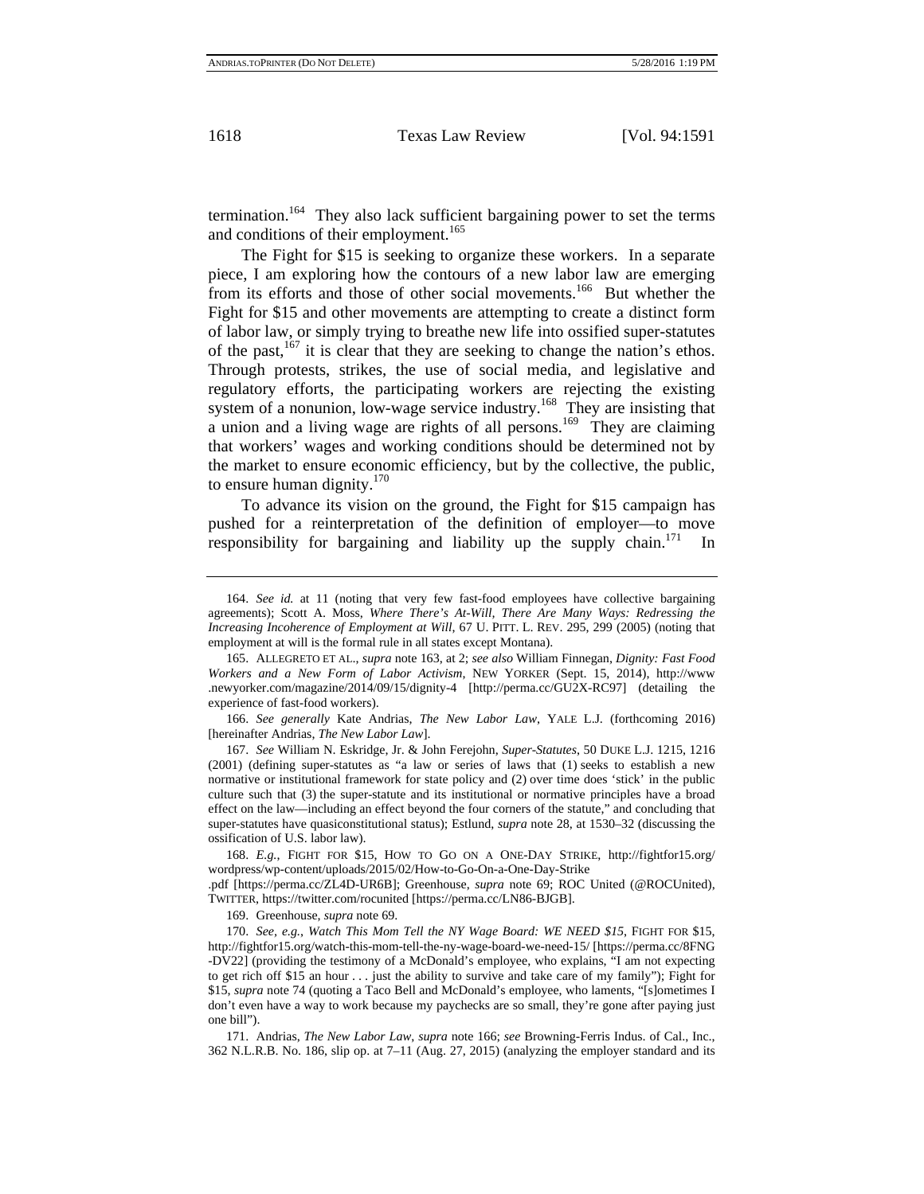termination.[164] They also lack sufficient bargaining power to set the terms and conditions of their employment.[165]

The Fight for $15 is seeking to organize these workers. In a separate piece, I am exploring how the contours of a new labor law are emerging from its efforts and those of other social movements.[166] But whether the Fight for $15 and other movements are attempting to create a distinct form of labor law, or simply trying to breathe new life into ossified super-statutes of the past,[167] it is clear that they are seeking to change the nation's ethos. Through protests, strikes, the use of social media, and legislative and regulatory efforts, the participating workers are rejecting the existing system of a nonunion, low-wage service industry.[168] They are insisting that a union and a living wage are rights of all persons.[169] They are claiming that workers' wages and working conditions should be determined not by the market to ensure economic efficiency, but by the collective, the public, to ensure human dignity.[170]

To advance its vision on the ground, the Fight for $15 campaign has pushed for a reinterpretation of the definition of employer—to move responsibility for bargaining and liability up the supply chain.[171] In

---

164. *See id.* at 11 (noting that very few fast-food employees have collective bargaining agreements); Scott A. Moss, *Where There's At-Will, There Are Many Ways: Redressing the Increasing Incoherence of Employment at Will*, 67 U. PITT. L. REV. 295, 299 (2005) (noting that employment at will is the formal rule in all states except Montana).

165. ALLEGRETO ET AL., *supra* note 163, at 2; *see also* William Finnegan, *Dignity: Fast Food Workers and a New Form of Labor Activism*, NEW YORKER (Sept. 15, 2014), http://www.newyorker.com/magazine/2014/09/15/dignity-4 [http://perma.cc/GU2X-RC97] (detailing the experience of fast-food workers).

166. *See generally* Kate Andrias, *The New Labor Law*, YALE L.J. (forthcoming 2016) [hereinafter Andrias, *The New Labor Law*].

167. *See* William N. Eskridge, Jr. & John Ferejohn, *Super-Statutes*, 50 DUKE L.J. 1215, 1216 (2001) (defining super-statutes as "a law or series of laws that (1) seeks to establish a new normative or institutional framework for state policy and (2) over time does 'stick' in the public culture such that (3) the super-statute and its institutional or normative principles have a broad effect on the law—including an effect beyond the four corners of the statute," and concluding that super-statutes have quasiconstitutional status); Estlund, *supra* note 28, at 1530–32 (discussing the ossification of U.S. labor law).

168. *E.g.*, FIGHT FOR $15, HOW TO GO ON A ONE-DAY STRIKE, http://fightfor15.org/wordpress/wp-content/uploads/2015/02/How-to-Go-On-a-One-Day-Strike.pdf [https://perma.cc/ZL4D-UR6B]; Greenhouse, *supra* note 69; ROC United (@ROCUnited), TWITTER, https://twitter.com/rocunited [https://perma.cc/LN86-BJGB].

169. Greenhouse, *supra* note 69.

170. *See, e.g.*, *Watch This Mom Tell the NY Wage Board: WE NEED $15*, FIGHT FOR $15, http://fightfor15.org/watch-this-mom-tell-the-ny-wage-board-we-need-15/ [https://perma.cc/8FNG-DV22] (providing the testimony of a McDonald's employee, who explains, "I am not expecting to get rich off $15 an hour . . . just the ability to survive and take care of my family"); Fight for $15, *supra* note 74 (quoting a Taco Bell and McDonald's employee, who laments, "[s]ometimes I don't even have a way to work because my paychecks are so small, they're gone after paying just one bill").

171. Andrias, *The New Labor Law*, *supra* note 166; *see* Browning-Ferris Indus. of Cal., Inc., 362 N.L.R.B. No. 186, slip op. at 7–11 (Aug. 27, 2015) (analyzing the employer standard and its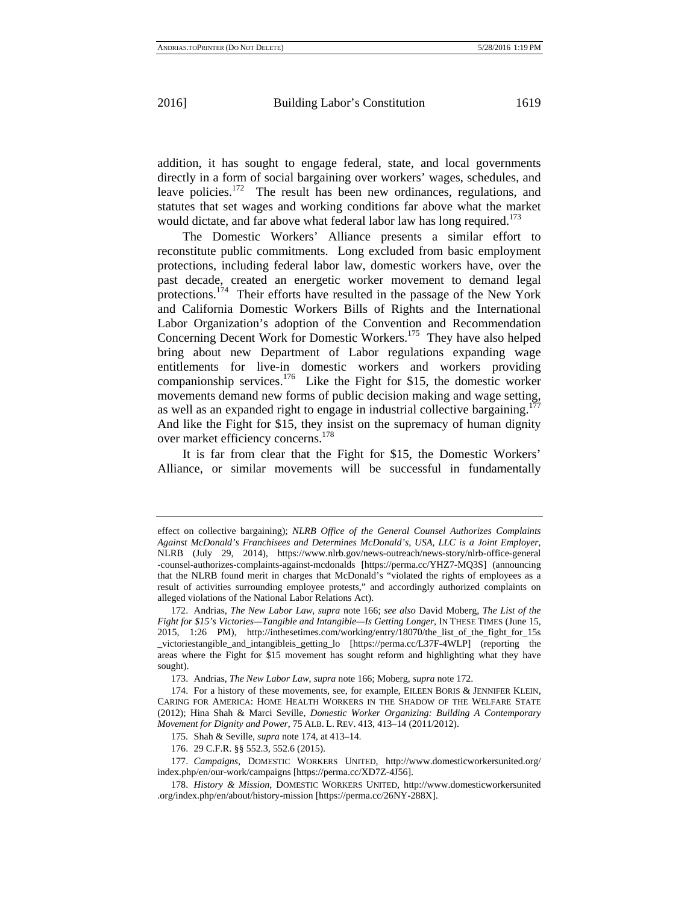addition, it has sought to engage federal, state, and local governments directly in a form of social bargaining over workers' wages, schedules, and leave policies.[172] The result has been new ordinances, regulations, and statutes that set wages and working conditions far above what the market would dictate, and far above what federal labor law has long required.[173]

The Domestic Workers' Alliance presents a similar effort to reconstitute public commitments. Long excluded from basic employment protections, including federal labor law, domestic workers have, over the past decade, created an energetic worker movement to demand legal protections.[174] Their efforts have resulted in the passage of the New York and California Domestic Workers Bills of Rights and the International Labor Organization's adoption of the Convention and Recommendation Concerning Decent Work for Domestic Workers.[175] They have also helped bring about new Department of Labor regulations expanding wage entitlements for live-in domestic workers and workers providing companionship services.[176] Like the Fight for $15, the domestic worker movements demand new forms of public decision making and wage setting, as well as an expanded right to engage in industrial collective bargaining.[177] And like the Fight for $15, they insist on the supremacy of human dignity over market efficiency concerns.[178]

It is far from clear that the Fight for $15, the Domestic Workers' Alliance, or similar movements will be successful in fundamentally

---

effect on collective bargaining); *NLRB Office of the General Counsel Authorizes Complaints Against McDonald's Franchisees and Determines McDonald's, USA, LLC is a Joint Employer*, NLRB (July 29, 2014), https://www.nlrb.gov/news-outreach/news-story/nlrb-office-general-counsel-authorizes-complaints-against-mcdonalds [https://perma.cc/YHZ7-MQ3S] (announcing that the NLRB found merit in charges that McDonald's "violated the rights of employees as a result of activities surrounding employee protests," and accordingly authorized complaints on alleged violations of the National Labor Relations Act).

172. Andrias, *The New Labor Law*, *supra* note 166; *see also* David Moberg, *The List of the Fight for $15's Victories—Tangible and Intangible—Is Getting Longer*, IN THESE TIMES (June 15, 2015, 1:26 PM), http://inthesetimes.com/working/entry/18070/the_list_of_the_fight_for_15s_victoriestangible_and_intangibleis_getting_lo [https://perma.cc/L37F-4WLP] (reporting the areas where the Fight for $15 movement has sought reform and highlighting what they have sought).

173. Andrias, *The New Labor Law*, *supra* note 166; Moberg, *supra* note 172.

174. For a history of these movements, see, for example, EILEEN BORIS & JENNIFER KLEIN, CARING FOR AMERICA: HOME HEALTH WORKERS IN THE SHADOW OF THE WELFARE STATE (2012); Hina Shah & Marci Seville, *Domestic Worker Organizing: Building A Contemporary Movement for Dignity and Power*, 75 ALB. L. REV. 413, 413–14 (2011/2012).

175. Shah & Seville, *supra* note 174, at 413–14.

176. 29 C.F.R. §§ 552.3, 552.6 (2015).

177. *Campaigns*, DOMESTIC WORKERS UNITED, http://www.domesticworkersunited.org/index.php/en/our-work/campaigns [https://perma.cc/XD7Z-4J56].

178. *History & Mission*, DOMESTIC WORKERS UNITED, http://www.domesticworkersunited.org/index.php/en/about/history-mission [https://perma.cc/26NY-288X].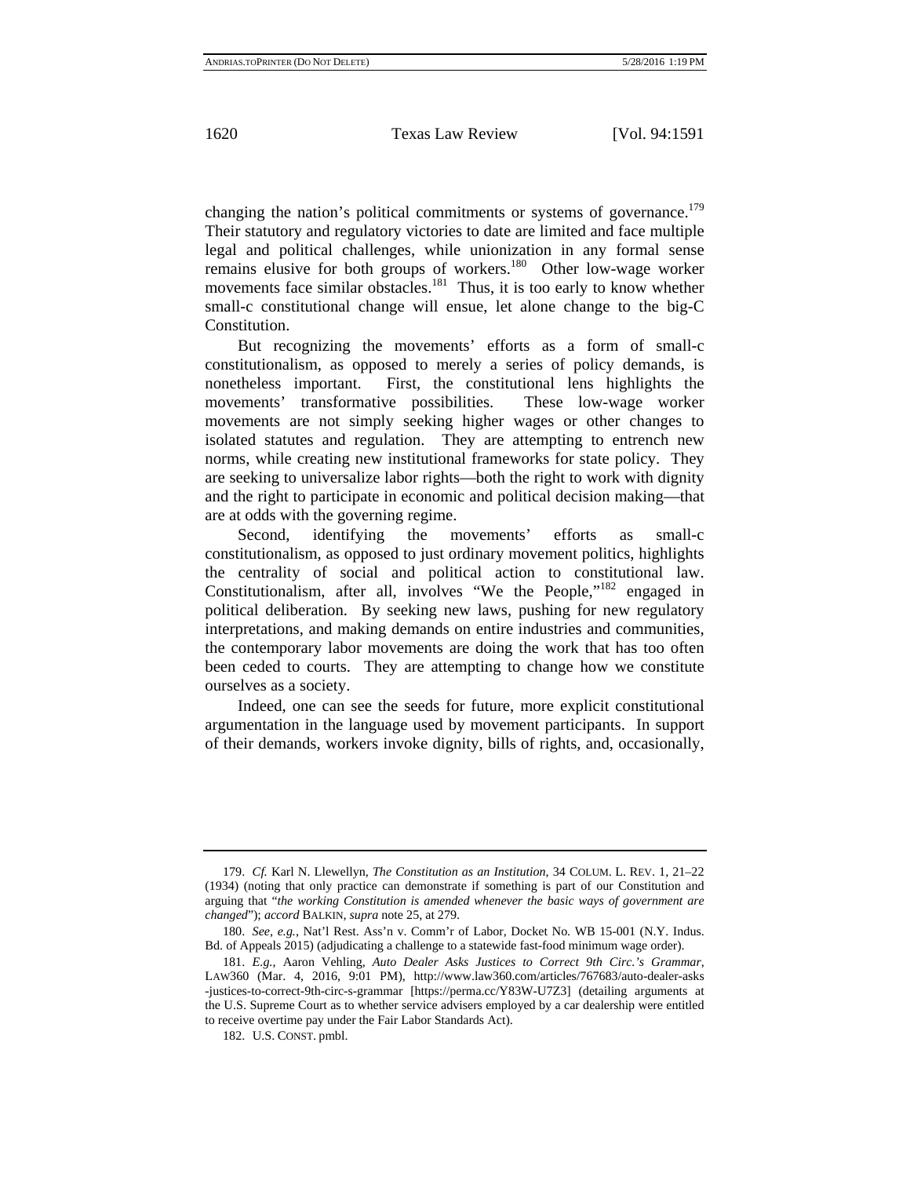changing the nation's political commitments or systems of governance.[179] Their statutory and regulatory victories to date are limited and face multiple legal and political challenges, while unionization in any formal sense remains elusive for both groups of workers.[180] Other low-wage worker movements face similar obstacles.[181] Thus, it is too early to know whether small-c constitutional change will ensue, let alone change to the big-C Constitution.

But recognizing the movements' efforts as a form of small-c constitutionalism, as opposed to merely a series of policy demands, is nonetheless important. First, the constitutional lens highlights the movements' transformative possibilities. These low-wage worker movements are not simply seeking higher wages or other changes to isolated statutes and regulation. They are attempting to entrench new norms, while creating new institutional frameworks for state policy. They are seeking to universalize labor rights—both the right to work with dignity and the right to participate in economic and political decision making—that are at odds with the governing regime.

Second, identifying the movements' efforts as small-c constitutionalism, as opposed to just ordinary movement politics, highlights the centrality of social and political action to constitutional law. Constitutionalism, after all, involves "We the People,"[182] engaged in political deliberation. By seeking new laws, pushing for new regulatory interpretations, and making demands on entire industries and communities, the contemporary labor movements are doing the work that has too often been ceded to courts. They are attempting to change how we constitute ourselves as a society.

Indeed, one can see the seeds for future, more explicit constitutional argumentation in the language used by movement participants. In support of their demands, workers invoke dignity, bills of rights, and, occasionally,

---

179. *Cf.* Karl N. Llewellyn, *The Constitution as an Institution*, 34 COLUM. L. REV. 1, 21–22 (1934) (noting that only practice can demonstrate if something is part of our Constitution and arguing that "*the working Constitution is amended whenever the basic ways of government are changed*"); *accord* BALKIN, *supra* note 25, at 279.

180. *See, e.g.*, Nat'l Rest. Ass'n v. Comm'r of Labor, Docket No. WB 15-001 (N.Y. Indus. Bd. of Appeals 2015) (adjudicating a challenge to a statewide fast-food minimum wage order).

181. *E.g.*, Aaron Vehling, *Auto Dealer Asks Justices to Correct 9th Circ.'s Grammar*, LAW360 (Mar. 4, 2016, 9:01 PM), http://www.law360.com/articles/767683/auto-dealer-asks-justices-to-correct-9th-circ-s-grammar [https://perma.cc/Y83W-U7Z3] (detailing arguments at the U.S. Supreme Court as to whether service advisers employed by a car dealership were entitled to receive overtime pay under the Fair Labor Standards Act).

182. U.S. CONST. pmbl.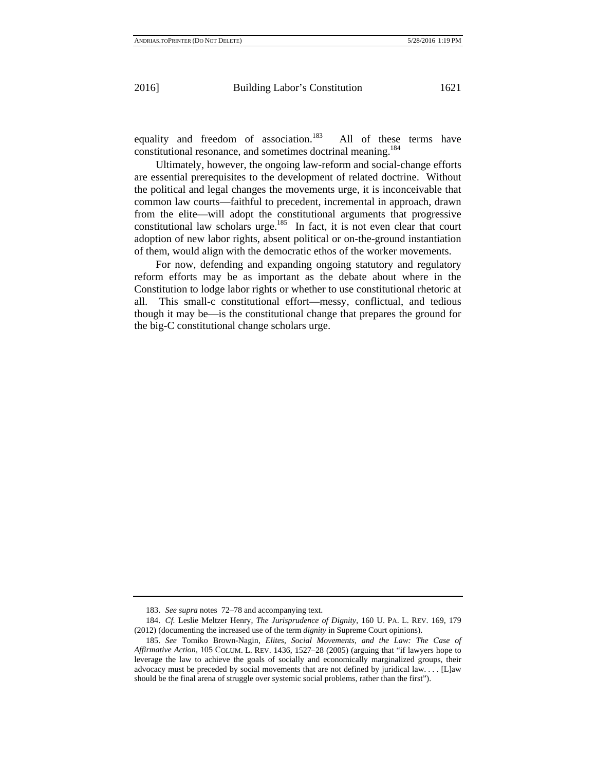equality and freedom of association.[183] All of these terms have constitutional resonance, and sometimes doctrinal meaning.[184]

Ultimately, however, the ongoing law-reform and social-change efforts are essential prerequisites to the development of related doctrine. Without the political and legal changes the movements urge, it is inconceivable that common law courts—faithful to precedent, incremental in approach, drawn from the elite—will adopt the constitutional arguments that progressive constitutional law scholars urge.[185] In fact, it is not even clear that court adoption of new labor rights, absent political or on-the-ground instantiation of them, would align with the democratic ethos of the worker movements.

For now, defending and expanding ongoing statutory and regulatory reform efforts may be as important as the debate about where in the Constitution to lodge labor rights or whether to use constitutional rhetoric at all. This small-c constitutional effort—messy, conflictual, and tedious though it may be—is the constitutional change that prepares the ground for the big-C constitutional change scholars urge.

---

183. *See supra* notes 72–78 and accompanying text.

184. *Cf.* Leslie Meltzer Henry, *The Jurisprudence of Dignity*, 160 U. PA. L. REV. 169, 179 (2012) (documenting the increased use of the term *dignity* in Supreme Court opinions).

185. *See* Tomiko Brown-Nagin, *Elites, Social Movements, and the Law: The Case of Affirmative Action*, 105 COLUM. L. REV. 1436, 1527–28 (2005) (arguing that "if lawyers hope to leverage the law to achieve the goals of socially and economically marginalized groups, their advocacy must be preceded by social movements that are not defined by juridical law. . . . [L]aw should be the final arena of struggle over systemic social problems, rather than the first").